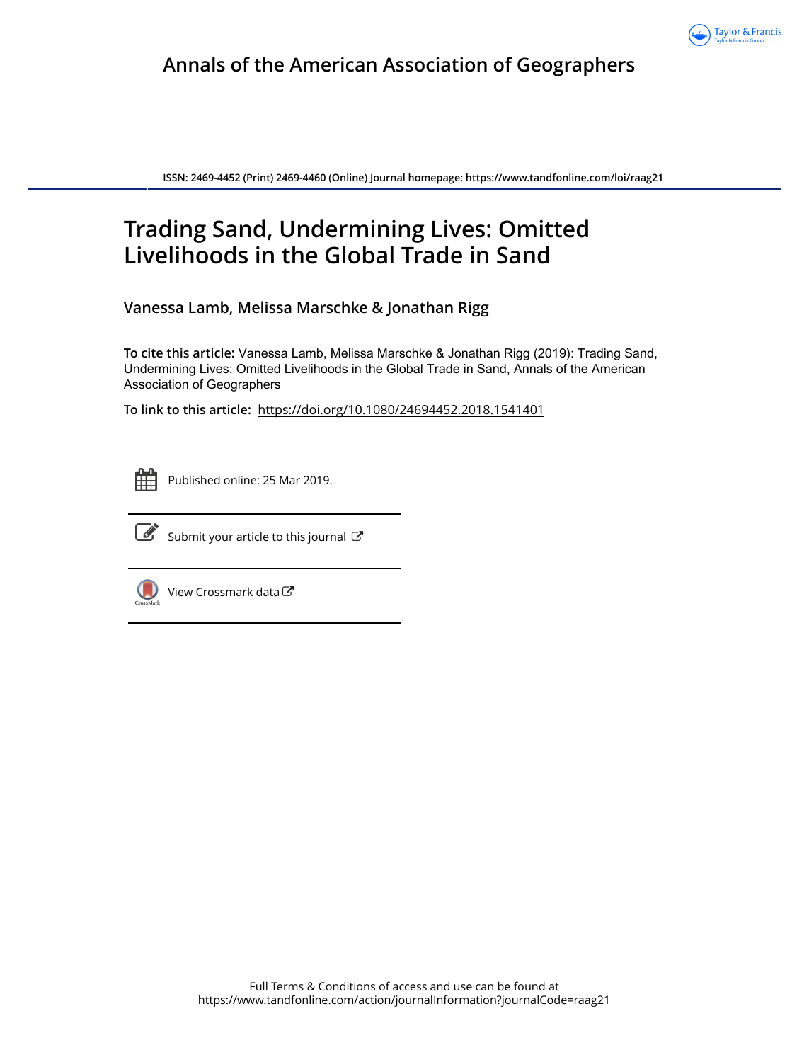Annals of the American Association of Geographers

ISSN: 2469-4452 (Print) 2469-4460 (Online) Journal homepage: https://www.tandfonline.com/loi/raag21

# Trading Sand, Undermining Lives: Omitted Livelihoods in the Global Trade in Sand

**Vanessa Lamb, Melissa Marschke & Jonathan Rigg**

**To cite this article:** Vanessa Lamb, Melissa Marschke & Jonathan Rigg (2019): Trading Sand, Undermining Lives: Omitted Livelihoods in the Global Trade in Sand, Annals of the American Association of Geographers

**To link to this article:** https://doi.org/10.1080/24694452.2018.1541401

Published online: 25 Mar 2019.

Submit your article to this journal

View Crossmark data

Full Terms & Conditions of access and use can be found at https://www.tandfonline.com/action/journalInformation?journalCode=raag21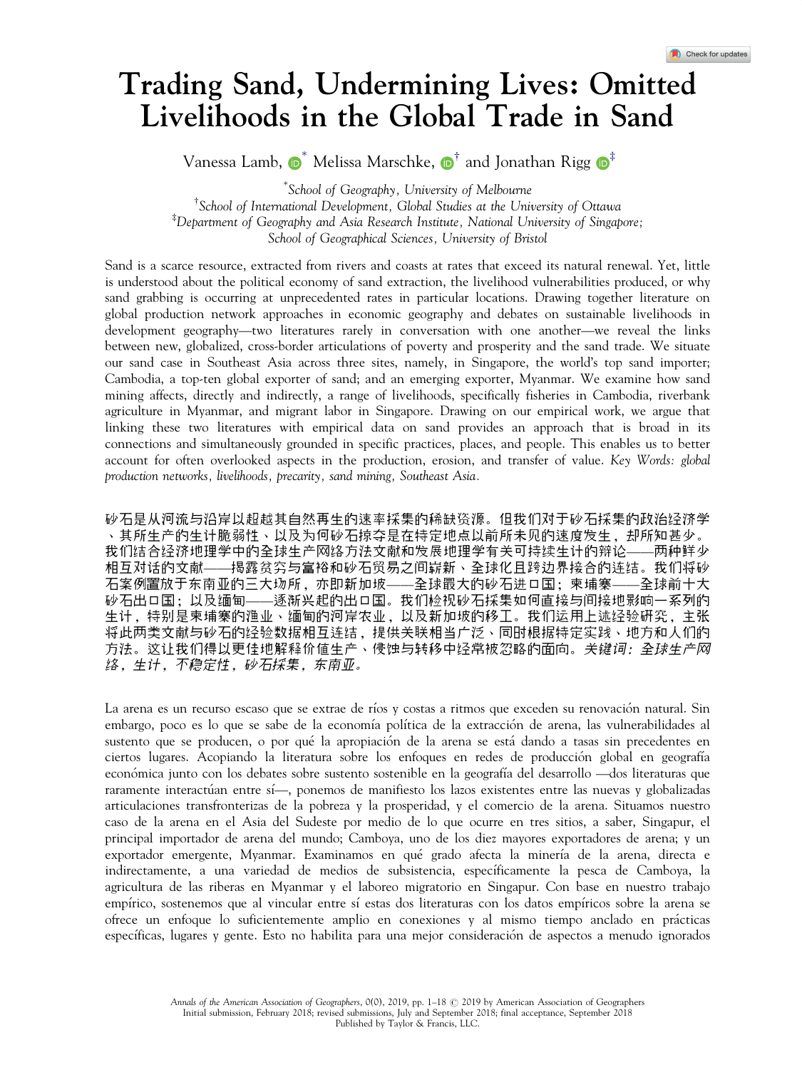# Trading Sand, Undermining Lives: Omitted Livelihoods in the Global Trade in Sand

Vanessa Lamb,[*] Melissa Marschke,[†] and Jonathan Rigg[‡]

[*]*School of Geography, University of Melbourne*
[†]*School of International Development, Global Studies at the University of Ottawa*
[‡]*Department of Geography and Asia Research Institute, National University of Singapore; School of Geographical Sciences, University of Bristol*

Sand is a scarce resource, extracted from rivers and coasts at rates that exceed its natural renewal. Yet, little is understood about the political economy of sand extraction, the livelihood vulnerabilities produced, or why sand grabbing is occurring at unprecedented rates in particular locations. Drawing together literature on global production network approaches in economic geography and debates on sustainable livelihoods in development geography—two literatures rarely in conversation with one another—we reveal the links between new, globalized, cross-border articulations of poverty and prosperity and the sand trade. We situate our sand case in Southeast Asia across three sites, namely, in Singapore, the world's top sand importer; Cambodia, a top-ten global exporter of sand; and an emerging exporter, Myanmar. We examine how sand mining affects, directly and indirectly, a range of livelihoods, specifically fisheries in Cambodia, riverbank agriculture in Myanmar, and migrant labor in Singapore. Drawing on our empirical work, we argue that linking these two literatures with empirical data on sand provides an approach that is broad in its connections and simultaneously grounded in specific practices, places, and people. This enables us to better account for often overlooked aspects in the production, erosion, and transfer of value. *Key Words: global production networks, livelihoods, precarity, sand mining, Southeast Asia.*

砂石是从河流与沿岸以超越其自然再生的速率採集的稀缺资源。但我们对于砂石採集的政治经济学、其所生产的生计脆弱性、以及为何砂石掠夺是在特定地点以前所未见的速度发生，却所知甚少。我们结合经济地理学中的全球生产网络方法文献和发展地理学有关可持续生计的辩论——两种鲜少相互对话的文献——揭露贫穷与富裕和砂石贸易之间崭新、全球化且跨边界接合的连结。我们将砂石案例置放于东南亚的三大场所，亦即新加坡——全球最大的砂石进口国；柬埔寨——全球前十大砂石出口国；以及缅甸——逐渐兴起的出口国。我们检视砂石採集如何直接与间接地影响一系列的生计，特别是柬埔寨的渔业、缅甸的河岸农业，以及新加坡的移工。我们运用上述经验研究，主张将此两类文献与砂石的经验数据相互连结，提供关联相当广泛、同时根据特定实践、地方和人们的方法。这让我们得以更佳地解释价值生产、侵蚀与转移中经常被忽略的面向。*关键词：全球生产网络，生计，不稳定性，砂石採集，东南亚。*

La arena es un recurso escaso que se extrae de ríos y costas a ritmos que exceden su renovación natural. Sin embargo, poco es lo que se sabe de la economía política de la extracción de arena, las vulnerabilidades al sustento que se producen, o por qué la apropiación de la arena se está dando a tasas sin precedentes en ciertos lugares. Acopiando la literatura sobre los enfoques en redes de producción global en geografía económica junto con los debates sobre sustento sostenible en la geografía del desarrollo —dos literaturas que raramente interactúan entre sí—, ponemos de manifiesto los lazos existentes entre las nuevas y globalizadas articulaciones transfronterizas de la pobreza y la prosperidad, y el comercio de la arena. Situamos nuestro caso de la arena en el Asia del Sudeste por medio de lo que ocurre en tres sitios, a saber, Singapur, el principal importador de arena del mundo; Camboya, uno de los diez mayores exportadores de arena; y un exportador emergente, Myanmar. Examinamos en qué grado afecta la minería de la arena, directa e indirectamente, a una variedad de medios de subsistencia, específicamente la pesca de Camboya, la agricultura de las riberas en Myanmar y el laboreo migratorio en Singapur. Con base en nuestro trabajo empírico, sostenemos que al vincular entre sí estas dos literaturas con los datos empíricos sobre la arena se ofrece un enfoque lo suficientemente amplio en conexiones y al mismo tiempo anclado en prácticas específicas, lugares y gente. Esto no habilita para una mejor consideración de aspectos a menudo ignorados

Initial submission, February 2018; revised submissions, July and September 2018; final acceptance, September 2018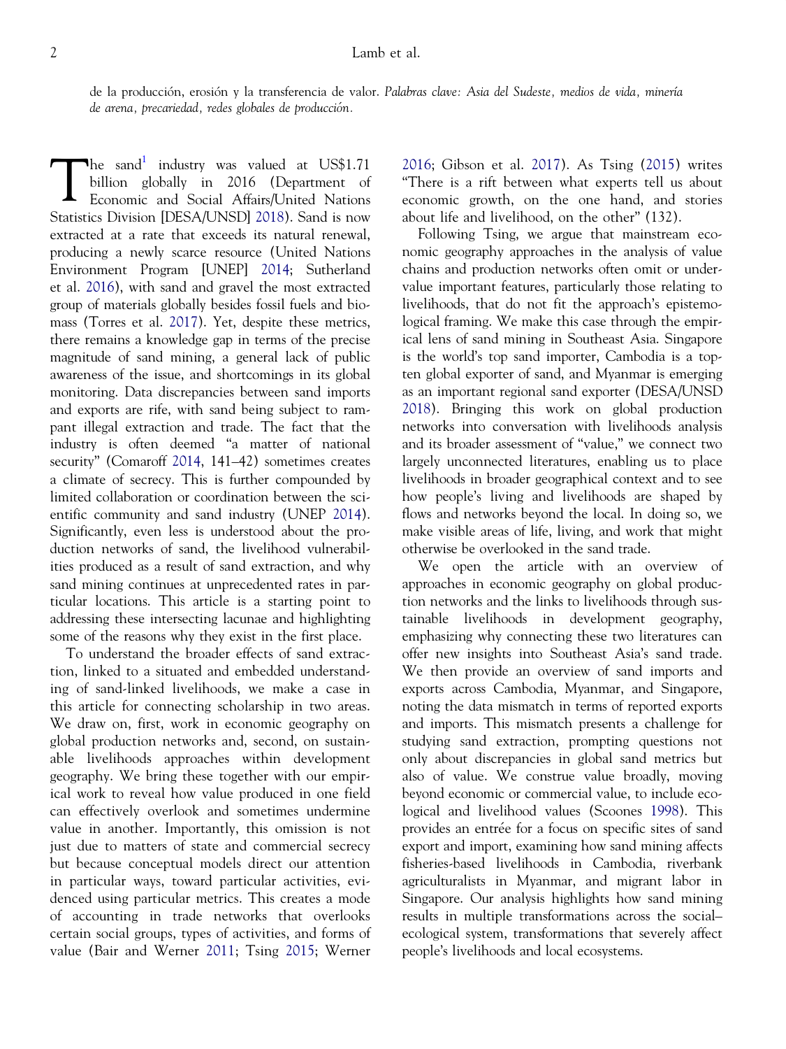de la producción, erosión y la transferencia de valor. *Palabras clave: Asia del Sudeste, medios de vida, minería de arena, precariedad, redes globales de producción.*

The sand[1] industry was valued at US$1.71 billion globally in 2016 (Department of Economic and Social Affairs/United Nations Statistics Division [DESA/UNSD] 2018). Sand is now extracted at a rate that exceeds its natural renewal, producing a newly scarce resource (United Nations Environment Program [UNEP] 2014; Sutherland et al. 2016), with sand and gravel the most extracted group of materials globally besides fossil fuels and biomass (Torres et al. 2017). Yet, despite these metrics, there remains a knowledge gap in terms of the precise magnitude of sand mining, a general lack of public awareness of the issue, and shortcomings in its global monitoring. Data discrepancies between sand imports and exports are rife, with sand being subject to rampant illegal extraction and trade. The fact that the industry is often deemed "a matter of national security" (Comaroff 2014, 141–42) sometimes creates a climate of secrecy. This is further compounded by limited collaboration or coordination between the scientific community and sand industry (UNEP 2014). Significantly, even less is understood about the production networks of sand, the livelihood vulnerabilities produced as a result of sand extraction, and why sand mining continues at unprecedented rates in particular locations. This article is a starting point to addressing these intersecting lacunae and highlighting some of the reasons why they exist in the first place.

To understand the broader effects of sand extraction, linked to a situated and embedded understanding of sand-linked livelihoods, we make a case in this article for connecting scholarship in two areas. We draw on, first, work in economic geography on global production networks and, second, on sustainable livelihoods approaches within development geography. We bring these together with our empirical work to reveal how value produced in one field can effectively overlook and sometimes undermine value in another. Importantly, this omission is not just due to matters of state and commercial secrecy but because conceptual models direct our attention in particular ways, toward particular activities, evidenced using particular metrics. This creates a mode of accounting in trade networks that overlooks certain social groups, types of activities, and forms of value (Bair and Werner 2011; Tsing 2015; Werner 2016; Gibson et al. 2017). As Tsing (2015) writes "There is a rift between what experts tell us about economic growth, on the one hand, and stories about life and livelihood, on the other" (132).

Following Tsing, we argue that mainstream economic geography approaches in the analysis of value chains and production networks often omit or undervalue important features, particularly those relating to livelihoods, that do not fit the approach's epistemological framing. We make this case through the empirical lens of sand mining in Southeast Asia. Singapore is the world's top sand importer, Cambodia is a top-ten global exporter of sand, and Myanmar is emerging as an important regional sand exporter (DESA/UNSD 2018). Bringing this work on global production networks into conversation with livelihoods analysis and its broader assessment of "value," we connect two largely unconnected literatures, enabling us to place livelihoods in broader geographical context and to see how people's living and livelihoods are shaped by flows and networks beyond the local. In doing so, we make visible areas of life, living, and work that might otherwise be overlooked in the sand trade.

We open the article with an overview of approaches in economic geography on global production networks and the links to livelihoods through sustainable livelihoods in development geography, emphasizing why connecting these two literatures can offer new insights into Southeast Asia's sand trade. We then provide an overview of sand imports and exports across Cambodia, Myanmar, and Singapore, noting the data mismatch in terms of reported exports and imports. This mismatch presents a challenge for studying sand extraction, prompting questions not only about discrepancies in global sand metrics but also of value. We construe value broadly, moving beyond economic or commercial value, to include ecological and livelihood values (Scoones 1998). This provides an entrée for a focus on specific sites of sand export and import, examining how sand mining affects fisheries-based livelihoods in Cambodia, riverbank agriculturalists in Myanmar, and migrant labor in Singapore. Our analysis highlights how sand mining results in multiple transformations across the social–ecological system, transformations that severely affect people's livelihoods and local ecosystems.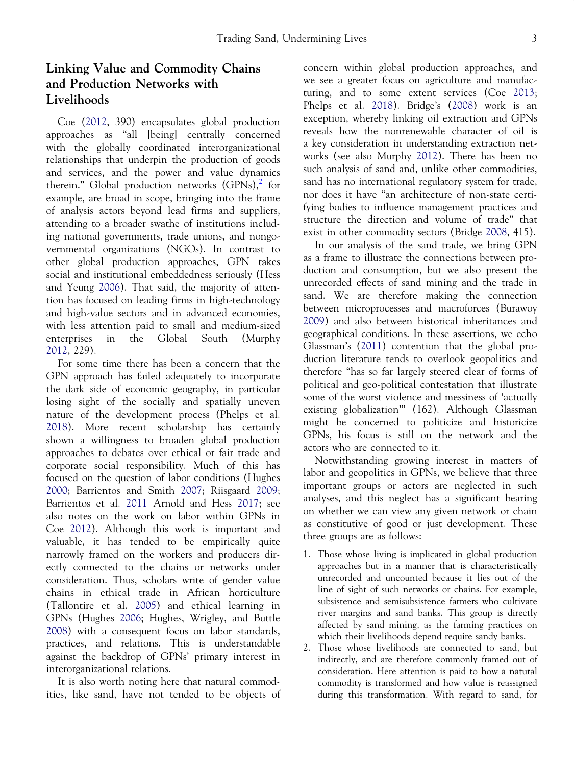## Linking Value and Commodity Chains and Production Networks with Livelihoods

Coe (2012, 390) encapsulates global production approaches as "all [being] centrally concerned with the globally coordinated interorganizational relationships that underpin the production of goods and services, and the power and value dynamics therein." Global production networks (GPNs),[2] for example, are broad in scope, bringing into the frame of analysis actors beyond lead firms and suppliers, attending to a broader swathe of institutions including national governments, trade unions, and nongovernmental organizations (NGOs). In contrast to other global production approaches, GPN takes social and institutional embeddedness seriously (Hess and Yeung 2006). That said, the majority of attention has focused on leading firms in high-technology and high-value sectors and in advanced economies, with less attention paid to small and medium-sized enterprises in the Global South (Murphy 2012, 229).

For some time there has been a concern that the GPN approach has failed adequately to incorporate the dark side of economic geography, in particular losing sight of the socially and spatially uneven nature of the development process (Phelps et al. 2018). More recent scholarship has certainly shown a willingness to broaden global production approaches to debates over ethical or fair trade and corporate social responsibility. Much of this has focused on the question of labor conditions (Hughes 2000; Barrientos and Smith 2007; Riisgaard 2009; Barrientos et al. 2011 Arnold and Hess 2017; see also notes on the work on labor within GPNs in Coe 2012). Although this work is important and valuable, it has tended to be empirically quite narrowly framed on the workers and producers directly connected to the chains or networks under consideration. Thus, scholars write of gender value chains in ethical trade in African horticulture (Tallontire et al. 2005) and ethical learning in GPNs (Hughes 2006; Hughes, Wrigley, and Buttle 2008) with a consequent focus on labor standards, practices, and relations. This is understandable against the backdrop of GPNs' primary interest in interorganizational relations.

It is also worth noting here that natural commodities, like sand, have not tended to be objects of concern within global production approaches, and we see a greater focus on agriculture and manufacturing, and to some extent services (Coe 2013; Phelps et al. 2018). Bridge's (2008) work is an exception, whereby linking oil extraction and GPNs reveals how the nonrenewable character of oil is a key consideration in understanding extraction networks (see also Murphy 2012). There has been no such analysis of sand and, unlike other commodities, sand has no international regulatory system for trade, nor does it have "an architecture of non-state certifying bodies to influence management practices and structure the direction and volume of trade" that exist in other commodity sectors (Bridge 2008, 415).

In our analysis of the sand trade, we bring GPN as a frame to illustrate the connections between production and consumption, but we also present the unrecorded effects of sand mining and the trade in sand. We are therefore making the connection between microprocesses and macroforces (Burawoy 2009) and also between historical inheritances and geographical conditions. In these assertions, we echo Glassman's (2011) contention that the global production literature tends to overlook geopolitics and therefore "has so far largely steered clear of forms of political and geo-political contestation that illustrate some of the worst violence and messiness of 'actually existing globalization'" (162). Although Glassman might be concerned to politicize and historicize GPNs, his focus is still on the network and the actors who are connected to it.

Notwithstanding growing interest in matters of labor and geopolitics in GPNs, we believe that three important groups or actors are neglected in such analyses, and this neglect has a significant bearing on whether we can view any given network or chain as constitutive of good or just development. These three groups are as follows:

1. Those whose living is implicated in global production approaches but in a manner that is characteristically unrecorded and uncounted because it lies out of the line of sight of such networks or chains. For example, subsistence and semisubsistence farmers who cultivate river margins and sand banks. This group is directly affected by sand mining, as the farming practices on which their livelihoods depend require sandy banks.
2. Those whose livelihoods are connected to sand, but indirectly, and are therefore commonly framed out of consideration. Here attention is paid to how a natural commodity is transformed and how value is reassigned during this transformation. With regard to sand, for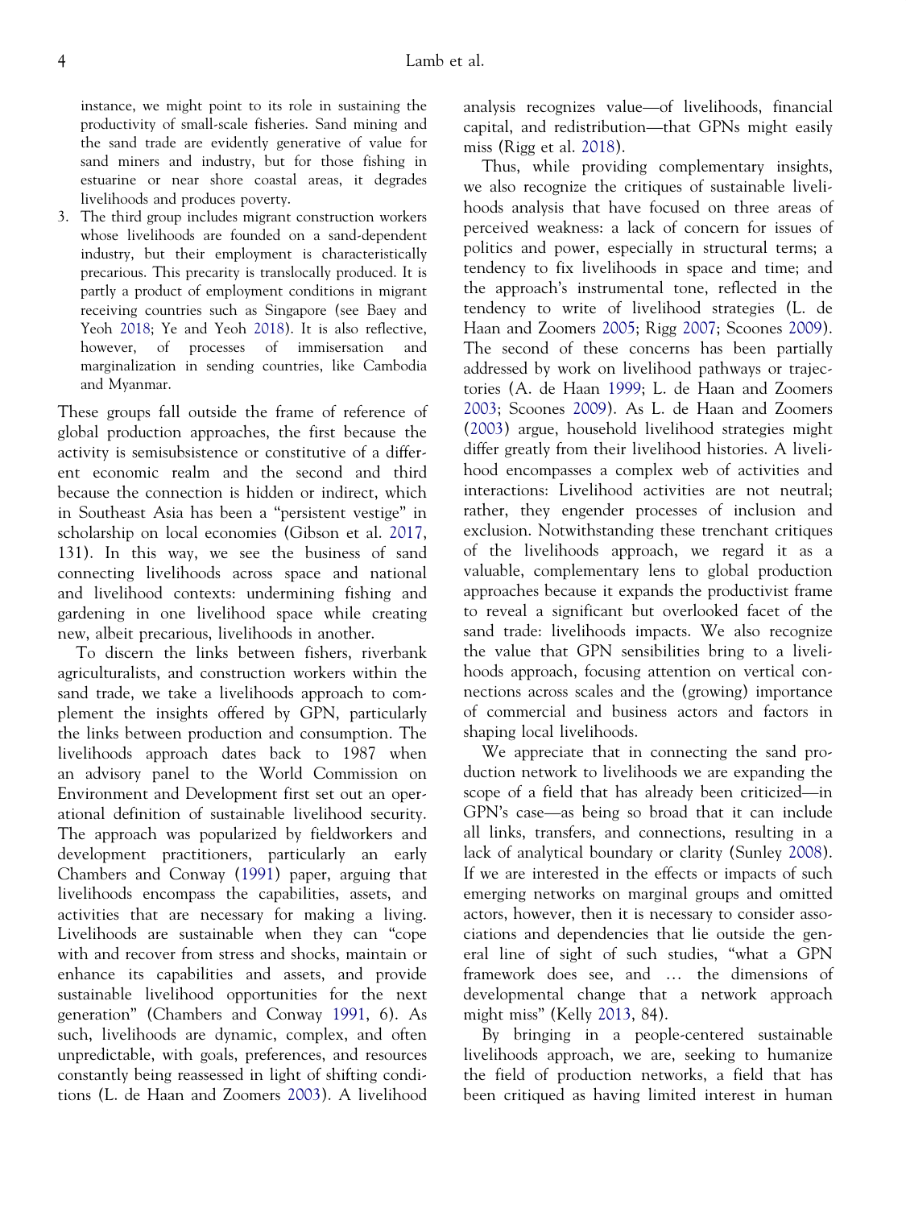instance, we might point to its role in sustaining the productivity of small-scale fisheries. Sand mining and the sand trade are evidently generative of value for sand miners and industry, but for those fishing in estuarine or near shore coastal areas, it degrades livelihoods and produces poverty.

3. The third group includes migrant construction workers whose livelihoods are founded on a sand-dependent industry, but their employment is characteristically precarious. This precarity is translocally produced. It is partly a product of employment conditions in migrant receiving countries such as Singapore (see Baey and Yeoh 2018; Ye and Yeoh 2018). It is also reflective, however, of processes of immisersation and marginalization in sending countries, like Cambodia and Myanmar.

These groups fall outside the frame of reference of global production approaches, the first because the activity is semisubsistence or constitutive of a different economic realm and the second and third because the connection is hidden or indirect, which in Southeast Asia has been a "persistent vestige" in scholarship on local economies (Gibson et al. 2017, 131). In this way, we see the business of sand connecting livelihoods across space and national and livelihood contexts: undermining fishing and gardening in one livelihood space while creating new, albeit precarious, livelihoods in another.

To discern the links between fishers, riverbank agriculturalists, and construction workers within the sand trade, we take a livelihoods approach to complement the insights offered by GPN, particularly the links between production and consumption. The livelihoods approach dates back to 1987 when an advisory panel to the World Commission on Environment and Development first set out an operational definition of sustainable livelihood security. The approach was popularized by fieldworkers and development practitioners, particularly an early Chambers and Conway (1991) paper, arguing that livelihoods encompass the capabilities, assets, and activities that are necessary for making a living. Livelihoods are sustainable when they can "cope with and recover from stress and shocks, maintain or enhance its capabilities and assets, and provide sustainable livelihood opportunities for the next generation" (Chambers and Conway 1991, 6). As such, livelihoods are dynamic, complex, and often unpredictable, with goals, preferences, and resources constantly being reassessed in light of shifting conditions (L. de Haan and Zoomers 2003). A livelihood analysis recognizes value—of livelihoods, financial capital, and redistribution—that GPNs might easily miss (Rigg et al. 2018).

Thus, while providing complementary insights, we also recognize the critiques of sustainable livelihoods analysis that have focused on three areas of perceived weakness: a lack of concern for issues of politics and power, especially in structural terms; a tendency to fix livelihoods in space and time; and the approach's instrumental tone, reflected in the tendency to write of livelihood strategies (L. de Haan and Zoomers 2005; Rigg 2007; Scoones 2009). The second of these concerns has been partially addressed by work on livelihood pathways or trajectories (A. de Haan 1999; L. de Haan and Zoomers 2003; Scoones 2009). As L. de Haan and Zoomers (2003) argue, household livelihood strategies might differ greatly from their livelihood histories. A livelihood encompasses a complex web of activities and interactions: Livelihood activities are not neutral; rather, they engender processes of inclusion and exclusion. Notwithstanding these trenchant critiques of the livelihoods approach, we regard it as a valuable, complementary lens to global production approaches because it expands the productivist frame to reveal a significant but overlooked facet of the sand trade: livelihoods impacts. We also recognize the value that GPN sensibilities bring to a livelihoods approach, focusing attention on vertical connections across scales and the (growing) importance of commercial and business actors and factors in shaping local livelihoods.

We appreciate that in connecting the sand production network to livelihoods we are expanding the scope of a field that has already been criticized—in GPN's case—as being so broad that it can include all links, transfers, and connections, resulting in a lack of analytical boundary or clarity (Sunley 2008). If we are interested in the effects or impacts of such emerging networks on marginal groups and omitted actors, however, then it is necessary to consider associations and dependencies that lie outside the general line of sight of such studies, "what a GPN framework does see, and … the dimensions of developmental change that a network approach might miss" (Kelly 2013, 84).

By bringing in a people-centered sustainable livelihoods approach, we are, seeking to humanize the field of production networks, a field that has been critiqued as having limited interest in human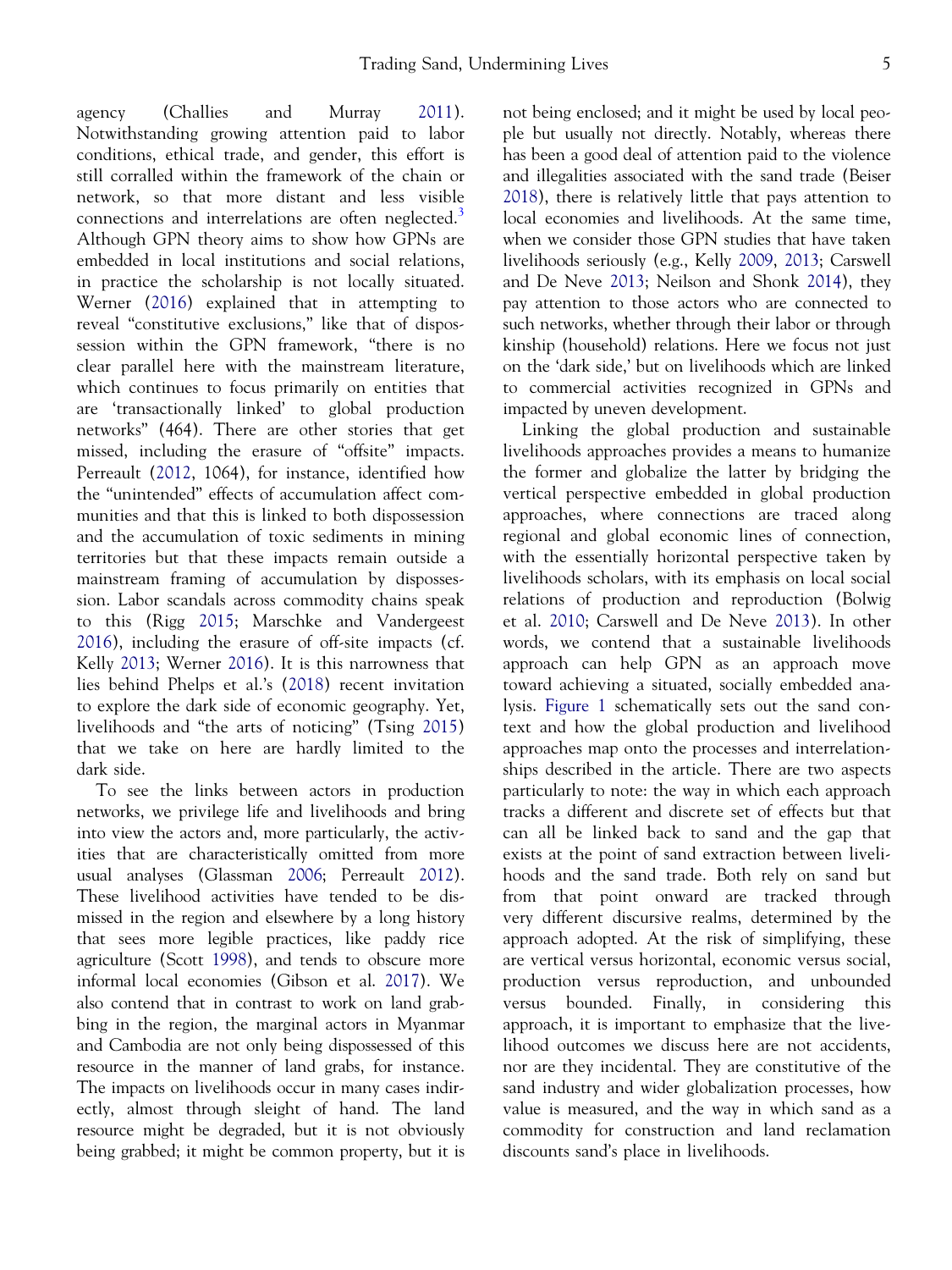agency (Challies and Murray 2011). Notwithstanding growing attention paid to labor conditions, ethical trade, and gender, this effort is still corralled within the framework of the chain or network, so that more distant and less visible connections and interrelations are often neglected.[3] Although GPN theory aims to show how GPNs are embedded in local institutions and social relations, in practice the scholarship is not locally situated. Werner (2016) explained that in attempting to reveal "constitutive exclusions," like that of dispossession within the GPN framework, "there is no clear parallel here with the mainstream literature, which continues to focus primarily on entities that are 'transactionally linked' to global production networks" (464). There are other stories that get missed, including the erasure of "offsite" impacts. Perreault (2012, 1064), for instance, identified how the "unintended" effects of accumulation affect communities and that this is linked to both dispossession and the accumulation of toxic sediments in mining territories but that these impacts remain outside a mainstream framing of accumulation by dispossession. Labor scandals across commodity chains speak to this (Rigg 2015; Marschke and Vandergeest 2016), including the erasure of off-site impacts (cf. Kelly 2013; Werner 2016). It is this narrowness that lies behind Phelps et al.'s (2018) recent invitation to explore the dark side of economic geography. Yet, livelihoods and "the arts of noticing" (Tsing 2015) that we take on here are hardly limited to the dark side.

To see the links between actors in production networks, we privilege life and livelihoods and bring into view the actors and, more particularly, the activities that are characteristically omitted from more usual analyses (Glassman 2006; Perreault 2012). These livelihood activities have tended to be dismissed in the region and elsewhere by a long history that sees more legible practices, like paddy rice agriculture (Scott 1998), and tends to obscure more informal local economies (Gibson et al. 2017). We also contend that in contrast to work on land grabbing in the region, the marginal actors in Myanmar and Cambodia are not only being dispossessed of this resource in the manner of land grabs, for instance. The impacts on livelihoods occur in many cases indirectly, almost through sleight of hand. The land resource might be degraded, but it is not obviously being grabbed; it might be common property, but it is not being enclosed; and it might be used by local people but usually not directly. Notably, whereas there has been a good deal of attention paid to the violence and illegalities associated with the sand trade (Beiser 2018), there is relatively little that pays attention to local economies and livelihoods. At the same time, when we consider those GPN studies that have taken livelihoods seriously (e.g., Kelly 2009, 2013; Carswell and De Neve 2013; Neilson and Shonk 2014), they pay attention to those actors who are connected to such networks, whether through their labor or through kinship (household) relations. Here we focus not just on the 'dark side,' but on livelihoods which are linked to commercial activities recognized in GPNs and impacted by uneven development.

Linking the global production and sustainable livelihoods approaches provides a means to humanize the former and globalize the latter by bridging the vertical perspective embedded in global production approaches, where connections are traced along regional and global economic lines of connection, with the essentially horizontal perspective taken by livelihoods scholars, with its emphasis on local social relations of production and reproduction (Bolwig et al. 2010; Carswell and De Neve 2013). In other words, we contend that a sustainable livelihoods approach can help GPN as an approach move toward achieving a situated, socially embedded analysis. Figure 1 schematically sets out the sand context and how the global production and livelihood approaches map onto the processes and interrelationships described in the article. There are two aspects particularly to note: the way in which each approach tracks a different and discrete set of effects but that can all be linked back to sand and the gap that exists at the point of sand extraction between livelihoods and the sand trade. Both rely on sand but from that point onward are tracked through very different discursive realms, determined by the approach adopted. At the risk of simplifying, these are vertical versus horizontal, economic versus social, production versus reproduction, and unbounded versus bounded. Finally, in considering this approach, it is important to emphasize that the livelihood outcomes we discuss here are not accidents, nor are they incidental. They are constitutive of the sand industry and wider globalization processes, how value is measured, and the way in which sand as a commodity for construction and land reclamation discounts sand's place in livelihoods.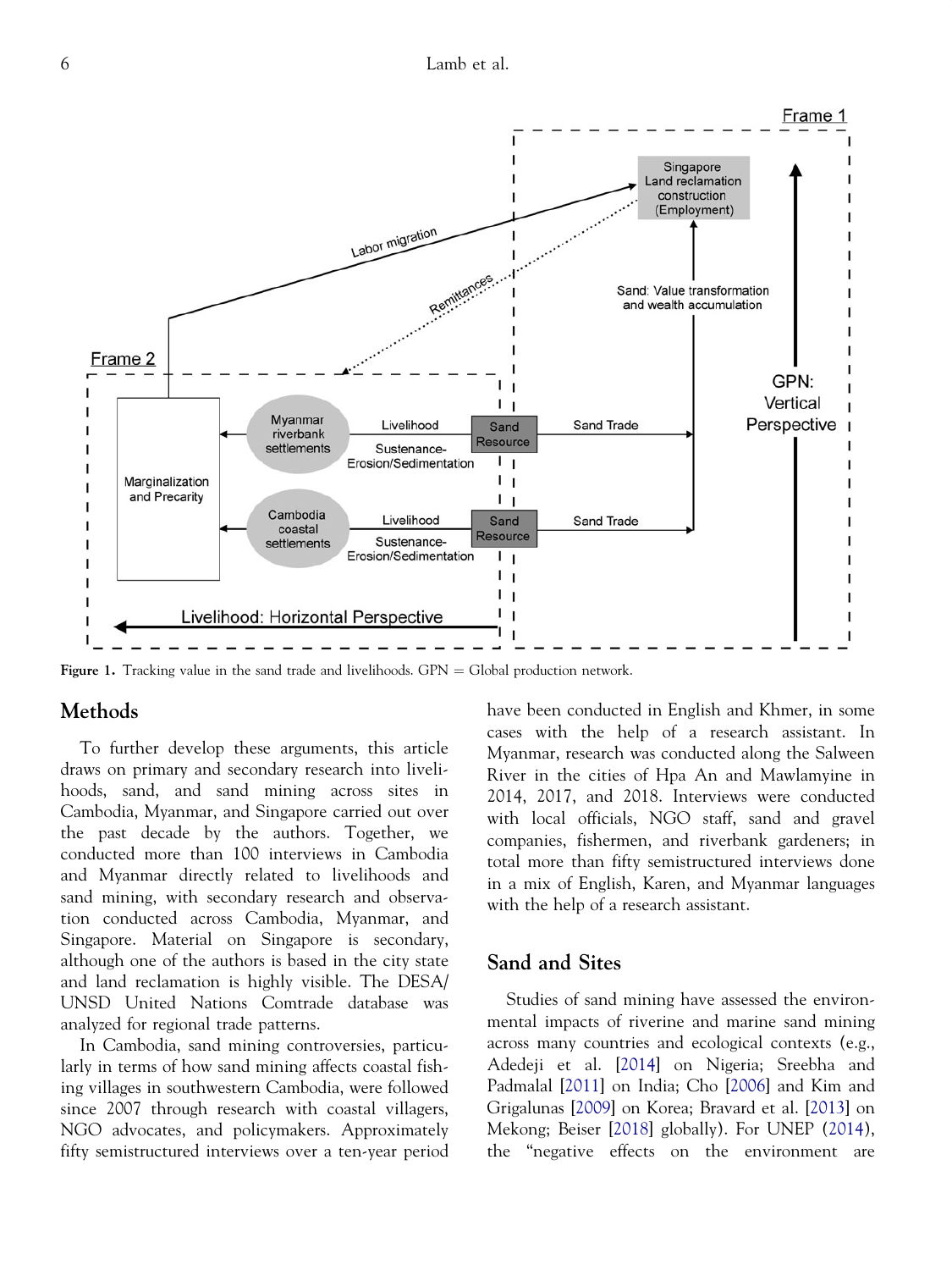Figure 1. Tracking value in the sand trade and livelihoods. GPN = Global production network.

## Methods

To further develop these arguments, this article draws on primary and secondary research into livelihoods, sand, and sand mining across sites in Cambodia, Myanmar, and Singapore carried out over the past decade by the authors. Together, we conducted more than 100 interviews in Cambodia and Myanmar directly related to livelihoods and sand mining, with secondary research and observation conducted across Cambodia, Myanmar, and Singapore. Material on Singapore is secondary, although one of the authors is based in the city state and land reclamation is highly visible. The DESA/UNSD United Nations Comtrade database was analyzed for regional trade patterns.

In Cambodia, sand mining controversies, particularly in terms of how sand mining affects coastal fishing villages in southwestern Cambodia, were followed since 2007 through research with coastal villagers, NGO advocates, and policymakers. Approximately fifty semistructured interviews over a ten-year period have been conducted in English and Khmer, in some cases with the help of a research assistant. In Myanmar, research was conducted along the Salween River in the cities of Hpa An and Mawlamyine in 2014, 2017, and 2018. Interviews were conducted with local officials, NGO staff, sand and gravel companies, fishermen, and riverbank gardeners; in total more than fifty semistructured interviews done in a mix of English, Karen, and Myanmar languages with the help of a research assistant.

## Sand and Sites

Studies of sand mining have assessed the environmental impacts of riverine and marine sand mining across many countries and ecological contexts (e.g., Adedeji et al. [2014] on Nigeria; Sreebha and Padmalal [2011] on India; Cho [2006] and Kim and Grigalunas [2009] on Korea; Bravard et al. [2013] on Mekong; Beiser [2018] globally). For UNEP (2014), the "negative effects on the environment are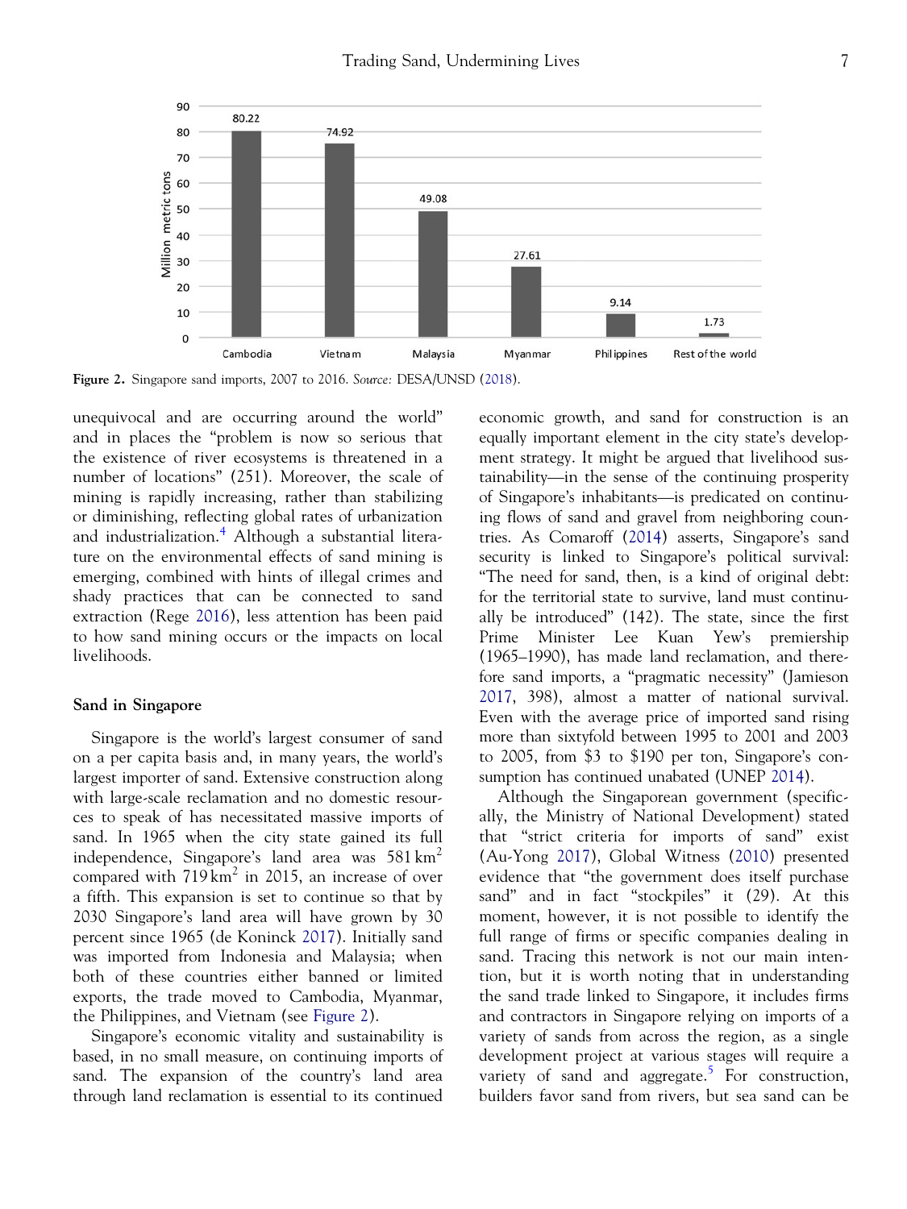Figure 2. Singapore sand imports, 2007 to 2016. *Source:* DESA/UNSD (2018).

unequivocal and are occurring around the world" and in places the "problem is now so serious that the existence of river ecosystems is threatened in a number of locations" (251). Moreover, the scale of mining is rapidly increasing, rather than stabilizing or diminishing, reflecting global rates of urbanization and industrialization.[4] Although a substantial literature on the environmental effects of sand mining is emerging, combined with hints of illegal crimes and shady practices that can be connected to sand extraction (Rege 2016), less attention has been paid to how sand mining occurs or the impacts on local livelihoods.

### Sand in Singapore

Singapore is the world's largest consumer of sand on a per capita basis and, in many years, the world's largest importer of sand. Extensive construction along with large-scale reclamation and no domestic resources to speak of has necessitated massive imports of sand. In 1965 when the city state gained its full independence, Singapore's land area was 581 $km^2$ compared with 719 $km^2$ in 2015, an increase of over a fifth. This expansion is set to continue so that by 2030 Singapore's land area will have grown by 30 percent since 1965 (de Koninck 2017). Initially sand was imported from Indonesia and Malaysia; when both of these countries either banned or limited exports, the trade moved to Cambodia, Myanmar, the Philippines, and Vietnam (see Figure 2).

Singapore's economic vitality and sustainability is based, in no small measure, on continuing imports of sand. The expansion of the country's land area through land reclamation is essential to its continued economic growth, and sand for construction is an equally important element in the city state's development strategy. It might be argued that livelihood sustainability—in the sense of the continuing prosperity of Singapore's inhabitants—is predicated on continuing flows of sand and gravel from neighboring countries. As Comaroff (2014) asserts, Singapore's sand security is linked to Singapore's political survival: "The need for sand, then, is a kind of original debt: for the territorial state to survive, land must continually be introduced" (142). The state, since the first Prime Minister Lee Kuan Yew's premiership (1965–1990), has made land reclamation, and therefore sand imports, a "pragmatic necessity" (Jamieson 2017, 398), almost a matter of national survival. Even with the average price of imported sand rising more than sixtyfold between 1995 to 2001 and 2003 to 2005, from $3 to $190 per ton, Singapore's consumption has continued unabated (UNEP 2014).

Although the Singaporean government (specifically, the Ministry of National Development) stated that "strict criteria for imports of sand" exist (Au-Yong 2017), Global Witness (2010) presented evidence that "the government does itself purchase sand" and in fact "stockpiles" it (29). At this moment, however, it is not possible to identify the full range of firms or specific companies dealing in sand. Tracing this network is not our main intention, but it is worth noting that in understanding the sand trade linked to Singapore, it includes firms and contractors in Singapore relying on imports of a variety of sands from across the region, as a single development project at various stages will require a variety of sand and aggregate.[5] For construction, builders favor sand from rivers, but sea sand can be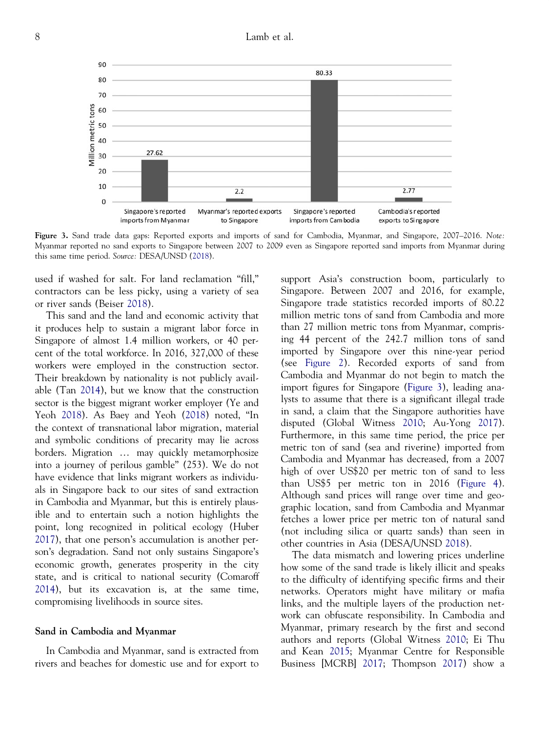| | Million metric tons |
|---|---|
| Singapore's reported imports from Myanmar | 27.62 |
| Myanmar's reported exports to Singapore | 2.2 |
| Singapore's reported imports from Cambodia | 80.33 |
| Cambodia's reported exports to Singapore | 2.77 |

**Figure 3.** Sand trade data gaps: Reported exports and imports of sand for Cambodia, Myanmar, and Singapore, 2007–2016. *Note:* Myanmar reported no sand exports to Singapore between 2007 to 2009 even as Singapore reported sand imports from Myanmar during this same time period. *Source:* DESA/UNSD (2018).

used if washed for salt. For land reclamation "fill," contractors can be less picky, using a variety of sea or river sands (Beiser 2018).

This sand and the land and economic activity that it produces help to sustain a migrant labor force in Singapore of almost 1.4 million workers, or 40 percent of the total workforce. In 2016, 327,000 of these workers were employed in the construction sector. Their breakdown by nationality is not publicly available (Tan 2014), but we know that the construction sector is the biggest migrant worker employer (Ye and Yeoh 2018). As Baey and Yeoh (2018) noted, "In the context of transnational labor migration, material and symbolic conditions of precarity may lie across borders. Migration … may quickly metamorphosize into a journey of perilous gamble" (253). We do not have evidence that links migrant workers as individuals in Singapore back to our sites of sand extraction in Cambodia and Myanmar, but this is entirely plausible and to entertain such a notion highlights the point, long recognized in political ecology (Huber 2017), that one person's accumulation is another person's degradation. Sand not only sustains Singapore's economic growth, generates prosperity in the city state, and is critical to national security (Comaroff 2014), but its excavation is, at the same time, compromising livelihoods in source sites.

## Sand in Cambodia and Myanmar

In Cambodia and Myanmar, sand is extracted from rivers and beaches for domestic use and for export to support Asia's construction boom, particularly to Singapore. Between 2007 and 2016, for example, Singapore trade statistics recorded imports of 80.22 million metric tons of sand from Cambodia and more than 27 million metric tons from Myanmar, comprising 44 percent of the 242.7 million tons of sand imported by Singapore over this nine-year period (see Figure 2). Recorded exports of sand from Cambodia and Myanmar do not begin to match the import figures for Singapore (Figure 3), leading analysts to assume that there is a significant illegal trade in sand, a claim that the Singapore authorities have disputed (Global Witness 2010; Au-Yong 2017). Furthermore, in this same time period, the price per metric ton of sand (sea and riverine) imported from Cambodia and Myanmar has decreased, from a 2007 high of over US$20 per metric ton of sand to less than US$5 per metric ton in 2016 (Figure 4). Although sand prices will range over time and geographic location, sand from Cambodia and Myanmar fetches a lower price per metric ton of natural sand (not including silica or quartz sands) than seen in other countries in Asia (DESA/UNSD 2018).

The data mismatch and lowering prices underline how some of the sand trade is likely illicit and speaks to the difficulty of identifying specific firms and their networks. Operators might have military or mafia links, and the multiple layers of the production network can obfuscate responsibility. In Cambodia and Myanmar, primary research by the first and second authors and reports (Global Witness 2010; Ei Thu and Kean 2015; Myanmar Centre for Responsible Business [MCRB] 2017; Thompson 2017) show a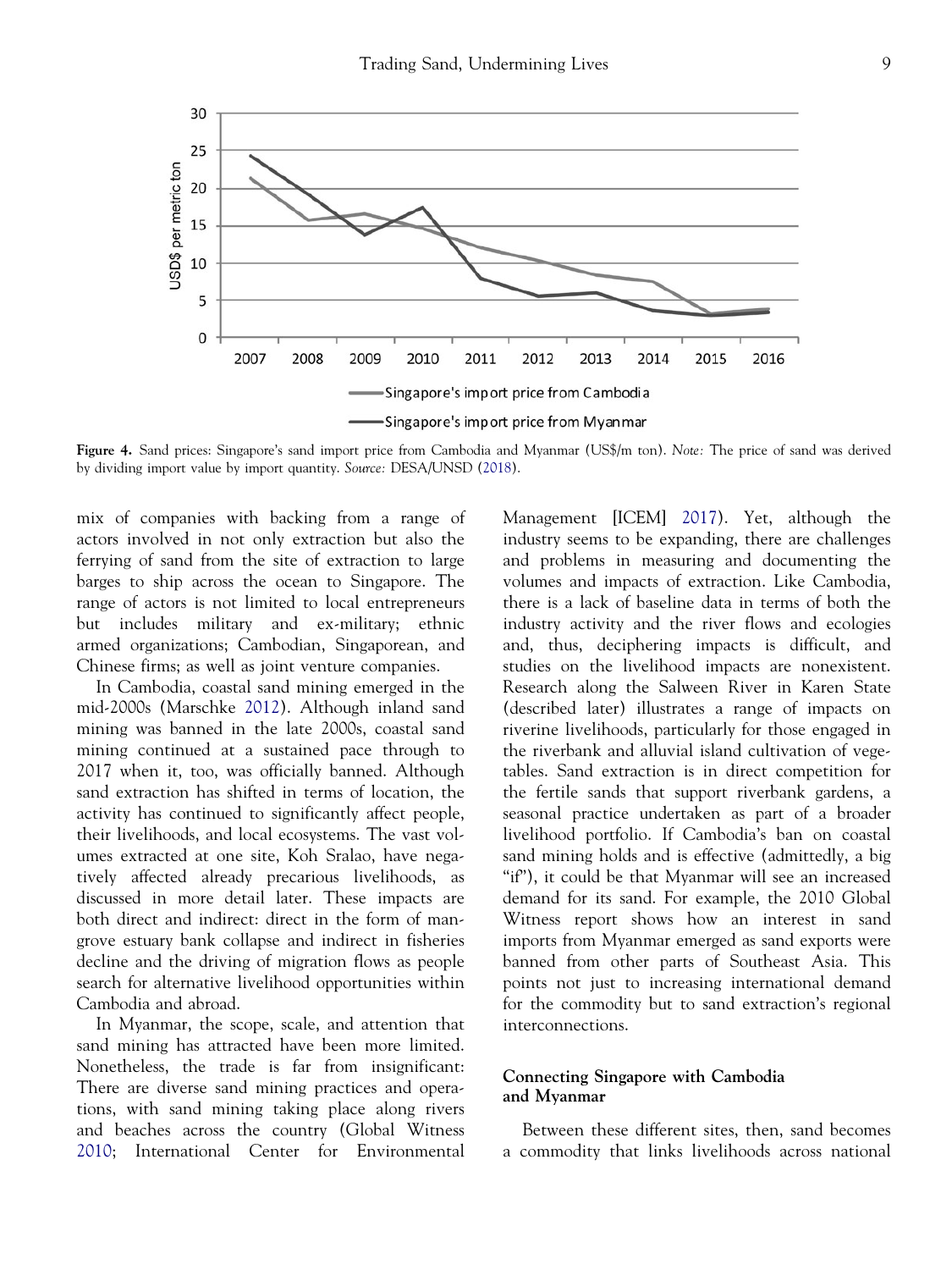**Figure 4.** Sand prices: Singapore's sand import price from Cambodia and Myanmar (US$/m ton). *Note:* The price of sand was derived by dividing import value by import quantity. *Source:* DESA/UNSD (2018).

mix of companies with backing from a range of actors involved in not only extraction but also the ferrying of sand from the site of extraction to large barges to ship across the ocean to Singapore. The range of actors is not limited to local entrepreneurs but includes military and ex-military; ethnic armed organizations; Cambodian, Singaporean, and Chinese firms; as well as joint venture companies.

In Cambodia, coastal sand mining emerged in the mid-2000s (Marschke 2012). Although inland sand mining was banned in the late 2000s, coastal sand mining continued at a sustained pace through to 2017 when it, too, was officially banned. Although sand extraction has shifted in terms of location, the activity has continued to significantly affect people, their livelihoods, and local ecosystems. The vast volumes extracted at one site, Koh Sralao, have negatively affected already precarious livelihoods, as discussed in more detail later. These impacts are both direct and indirect: direct in the form of mangrove estuary bank collapse and indirect in fisheries decline and the driving of migration flows as people search for alternative livelihood opportunities within Cambodia and abroad.

In Myanmar, the scope, scale, and attention that sand mining has attracted have been more limited. Nonetheless, the trade is far from insignificant: There are diverse sand mining practices and operations, with sand mining taking place along rivers and beaches across the country (Global Witness 2010; International Center for Environmental Management [ICEM] 2017). Yet, although the industry seems to be expanding, there are challenges and problems in measuring and documenting the volumes and impacts of extraction. Like Cambodia, there is a lack of baseline data in terms of both the industry activity and the river flows and ecologies and, thus, deciphering impacts is difficult, and studies on the livelihood impacts are nonexistent. Research along the Salween River in Karen State (described later) illustrates a range of impacts on riverine livelihoods, particularly for those engaged in the riverbank and alluvial island cultivation of vegetables. Sand extraction is in direct competition for the fertile sands that support riverbank gardens, a seasonal practice undertaken as part of a broader livelihood portfolio. If Cambodia's ban on coastal sand mining holds and is effective (admittedly, a big "if"), it could be that Myanmar will see an increased demand for its sand. For example, the 2010 Global Witness report shows how an interest in sand imports from Myanmar emerged as sand exports were banned from other parts of Southeast Asia. This points not just to increasing international demand for the commodity but to sand extraction's regional interconnections.

## Connecting Singapore with Cambodia and Myanmar

Between these different sites, then, sand becomes a commodity that links livelihoods across national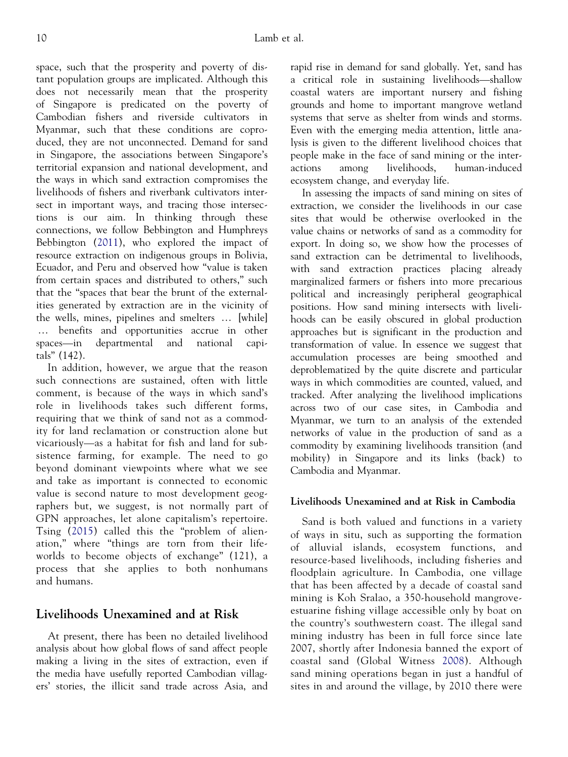space, such that the prosperity and poverty of distant population groups are implicated. Although this does not necessarily mean that the prosperity of Singapore is predicated on the poverty of Cambodian fishers and riverside cultivators in Myanmar, such that these conditions are coproduced, they are not unconnected. Demand for sand in Singapore, the associations between Singapore's territorial expansion and national development, and the ways in which sand extraction compromises the livelihoods of fishers and riverbank cultivators intersect in important ways, and tracing those intersections is our aim. In thinking through these connections, we follow Bebbington and Humphreys Bebbington (2011), who explored the impact of resource extraction on indigenous groups in Bolivia, Ecuador, and Peru and observed how "value is taken from certain spaces and distributed to others," such that the "spaces that bear the brunt of the externalities generated by extraction are in the vicinity of the wells, mines, pipelines and smelters … [while] … benefits and opportunities accrue in other spaces—in departmental and national capitals" (142).

In addition, however, we argue that the reason such connections are sustained, often with little comment, is because of the ways in which sand's role in livelihoods takes such different forms, requiring that we think of sand not as a commodity for land reclamation or construction alone but vicariously—as a habitat for fish and land for subsistence farming, for example. The need to go beyond dominant viewpoints where what we see and take as important is connected to economic value is second nature to most development geographers but, we suggest, is not normally part of GPN approaches, let alone capitalism's repertoire. Tsing (2015) called this the "problem of alienation," where "things are torn from their life-worlds to become objects of exchange" (121), a process that she applies to both nonhumans and humans.

## Livelihoods Unexamined and at Risk

At present, there has been no detailed livelihood analysis about how global flows of sand affect people making a living in the sites of extraction, even if the media have usefully reported Cambodian villagers' stories, the illicit sand trade across Asia, and rapid rise in demand for sand globally. Yet, sand has a critical role in sustaining livelihoods—shallow coastal waters are important nursery and fishing grounds and home to important mangrove wetland systems that serve as shelter from winds and storms. Even with the emerging media attention, little analysis is given to the different livelihood choices that people make in the face of sand mining or the interactions among livelihoods, human-induced ecosystem change, and everyday life.

In assessing the impacts of sand mining on sites of extraction, we consider the livelihoods in our case sites that would be otherwise overlooked in the value chains or networks of sand as a commodity for export. In doing so, we show how the processes of sand extraction can be detrimental to livelihoods, with sand extraction practices placing already marginalized farmers or fishers into more precarious political and increasingly peripheral geographical positions. How sand mining intersects with livelihoods can be easily obscured in global production approaches but is significant in the production and transformation of value. In essence we suggest that accumulation processes are being smoothed and deproblematized by the quite discrete and particular ways in which commodities are counted, valued, and tracked. After analyzing the livelihood implications across two of our case sites, in Cambodia and Myanmar, we turn to an analysis of the extended networks of value in the production of sand as a commodity by examining livelihoods transition (and mobility) in Singapore and its links (back) to Cambodia and Myanmar.

### Livelihoods Unexamined and at Risk in Cambodia

Sand is both valued and functions in a variety of ways in situ, such as supporting the formation of alluvial islands, ecosystem functions, and resource-based livelihoods, including fisheries and floodplain agriculture. In Cambodia, one village that has been affected by a decade of coastal sand mining is Koh Sralao, a 350-household mangrove-estuarine fishing village accessible only by boat on the country's southwestern coast. The illegal sand mining industry has been in full force since late 2007, shortly after Indonesia banned the export of coastal sand (Global Witness 2008). Although sand mining operations began in just a handful of sites in and around the village, by 2010 there were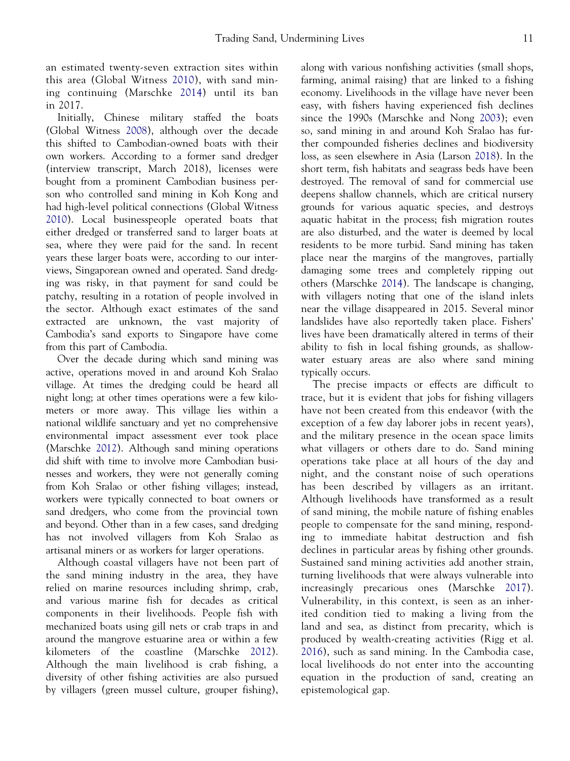an estimated twenty-seven extraction sites within this area (Global Witness 2010), with sand mining continuing (Marschke 2014) until its ban in 2017.

Initially, Chinese military staffed the boats (Global Witness 2008), although over the decade this shifted to Cambodian-owned boats with their own workers. According to a former sand dredger (interview transcript, March 2018), licenses were bought from a prominent Cambodian business person who controlled sand mining in Koh Kong and had high-level political connections (Global Witness 2010). Local businesspeople operated boats that either dredged or transferred sand to larger boats at sea, where they were paid for the sand. In recent years these larger boats were, according to our interviews, Singaporean owned and operated. Sand dredging was risky, in that payment for sand could be patchy, resulting in a rotation of people involved in the sector. Although exact estimates of the sand extracted are unknown, the vast majority of Cambodia's sand exports to Singapore have come from this part of Cambodia.

Over the decade during which sand mining was active, operations moved in and around Koh Sralao village. At times the dredging could be heard all night long; at other times operations were a few kilometers or more away. This village lies within a national wildlife sanctuary and yet no comprehensive environmental impact assessment ever took place (Marschke 2012). Although sand mining operations did shift with time to involve more Cambodian businesses and workers, they were not generally coming from Koh Sralao or other fishing villages; instead, workers were typically connected to boat owners or sand dredgers, who come from the provincial town and beyond. Other than in a few cases, sand dredging has not involved villagers from Koh Sralao as artisanal miners or as workers for larger operations.

Although coastal villagers have not been part of the sand mining industry in the area, they have relied on marine resources including shrimp, crab, and various marine fish for decades as critical components in their livelihoods. People fish with mechanized boats using gill nets or crab traps in and around the mangrove estuarine area or within a few kilometers of the coastline (Marschke 2012). Although the main livelihood is crab fishing, a diversity of other fishing activities are also pursued by villagers (green mussel culture, grouper fishing), along with various nonfishing activities (small shops, farming, animal raising) that are linked to a fishing economy. Livelihoods in the village have never been easy, with fishers having experienced fish declines since the 1990s (Marschke and Nong 2003); even so, sand mining in and around Koh Sralao has further compounded fisheries declines and biodiversity loss, as seen elsewhere in Asia (Larson 2018). In the short term, fish habitats and seagrass beds have been destroyed. The removal of sand for commercial use deepens shallow channels, which are critical nursery grounds for various aquatic species, and destroys aquatic habitat in the process; fish migration routes are also disturbed, and the water is deemed by local residents to be more turbid. Sand mining has taken place near the margins of the mangroves, partially damaging some trees and completely ripping out others (Marschke 2014). The landscape is changing, with villagers noting that one of the island inlets near the village disappeared in 2015. Several minor landslides have also reportedly taken place. Fishers' lives have been dramatically altered in terms of their ability to fish in local fishing grounds, as shallow-water estuary areas are also where sand mining typically occurs.

The precise impacts or effects are difficult to trace, but it is evident that jobs for fishing villagers have not been created from this endeavor (with the exception of a few day laborer jobs in recent years), and the military presence in the ocean space limits what villagers or others dare to do. Sand mining operations take place at all hours of the day and night, and the constant noise of such operations has been described by villagers as an irritant. Although livelihoods have transformed as a result of sand mining, the mobile nature of fishing enables people to compensate for the sand mining, responding to immediate habitat destruction and fish declines in particular areas by fishing other grounds. Sustained sand mining activities add another strain, turning livelihoods that were always vulnerable into increasingly precarious ones (Marschke 2017). Vulnerability, in this context, is seen as an inherited condition tied to making a living from the land and sea, as distinct from precarity, which is produced by wealth-creating activities (Rigg et al. 2016), such as sand mining. In the Cambodia case, local livelihoods do not enter into the accounting equation in the production of sand, creating an epistemological gap.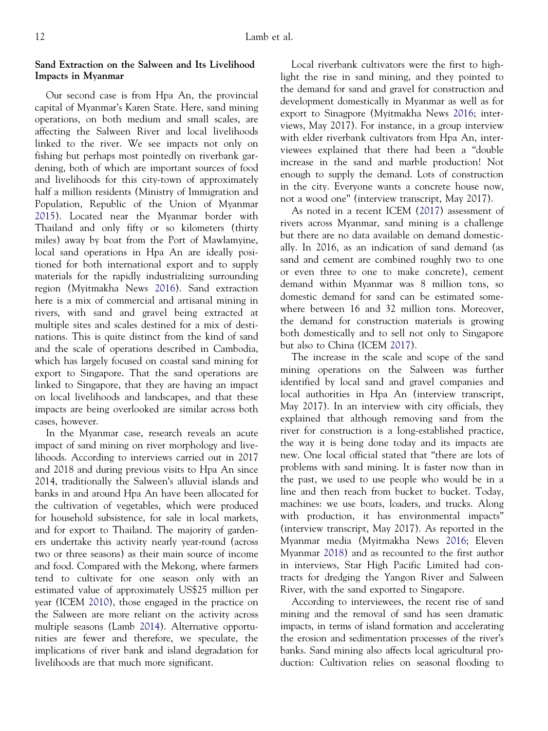**Sand Extraction on the Salween and Its Livelihood Impacts in Myanmar**

Our second case is from Hpa An, the provincial capital of Myanmar's Karen State. Here, sand mining operations, on both medium and small scales, are affecting the Salween River and local livelihoods linked to the river. We see impacts not only on fishing but perhaps most pointedly on riverbank gardening, both of which are important sources of food and livelihoods for this city-town of approximately half a million residents (Ministry of Immigration and Population, Republic of the Union of Myanmar 2015). Located near the Myanmar border with Thailand and only fifty or so kilometers (thirty miles) away by boat from the Port of Mawlamyine, local sand operations in Hpa An are ideally positioned for both international export and to supply materials for the rapidly industrializing surrounding region (Myitmakha News 2016). Sand extraction here is a mix of commercial and artisanal mining in rivers, with sand and gravel being extracted at multiple sites and scales destined for a mix of destinations. This is quite distinct from the kind of sand and the scale of operations described in Cambodia, which has largely focused on coastal sand mining for export to Singapore. That the sand operations are linked to Singapore, that they are having an impact on local livelihoods and landscapes, and that these impacts are being overlooked are similar across both cases, however.

In the Myanmar case, research reveals an acute impact of sand mining on river morphology and livelihoods. According to interviews carried out in 2017 and 2018 and during previous visits to Hpa An since 2014, traditionally the Salween's alluvial islands and banks in and around Hpa An have been allocated for the cultivation of vegetables, which were produced for household subsistence, for sale in local markets, and for export to Thailand. The majority of gardeners undertake this activity nearly year-round (across two or three seasons) as their main source of income and food. Compared with the Mekong, where farmers tend to cultivate for one season only with an estimated value of approximately US$25 million per year (ICEM 2010), those engaged in the practice on the Salween are more reliant on the activity across multiple seasons (Lamb 2014). Alternative opportunities are fewer and therefore, we speculate, the implications of river bank and island degradation for livelihoods are that much more significant.

Local riverbank cultivators were the first to highlight the rise in sand mining, and they pointed to the demand for sand and gravel for construction and development domestically in Myanmar as well as for export to Sinagpore (Myitmakha News 2016; interviews, May 2017). For instance, in a group interview with elder riverbank cultivators from Hpa An, interviewees explained that there had been a "double increase in the sand and marble production! Not enough to supply the demand. Lots of construction in the city. Everyone wants a concrete house now, not a wood one" (interview transcript, May 2017).

As noted in a recent ICEM (2017) assessment of rivers across Myanmar, sand mining is a challenge but there are no data available on demand domestically. In 2016, as an indication of sand demand (as sand and cement are combined roughly two to one or even three to one to make concrete), cement demand within Myanmar was 8 million tons, so domestic demand for sand can be estimated somewhere between 16 and 32 million tons. Moreover, the demand for construction materials is growing both domestically and to sell not only to Singapore but also to China (ICEM 2017).

The increase in the scale and scope of the sand mining operations on the Salween was further identified by local sand and gravel companies and local authorities in Hpa An (interview transcript, May 2017). In an interview with city officials, they explained that although removing sand from the river for construction is a long-established practice, the way it is being done today and its impacts are new. One local official stated that "there are lots of problems with sand mining. It is faster now than in the past, we used to use people who would be in a line and then reach from bucket to bucket. Today, machines: we use boats, loaders, and trucks. Along with production, it has environmental impacts" (interview transcript, May 2017). As reported in the Myanmar media (Myitmakha News 2016; Eleven Myanmar 2018) and as recounted to the first author in interviews, Star High Pacific Limited had contracts for dredging the Yangon River and Salween River, with the sand exported to Singapore.

According to interviewees, the recent rise of sand mining and the removal of sand has seen dramatic impacts, in terms of island formation and accelerating the erosion and sedimentation processes of the river's banks. Sand mining also affects local agricultural production: Cultivation relies on seasonal flooding to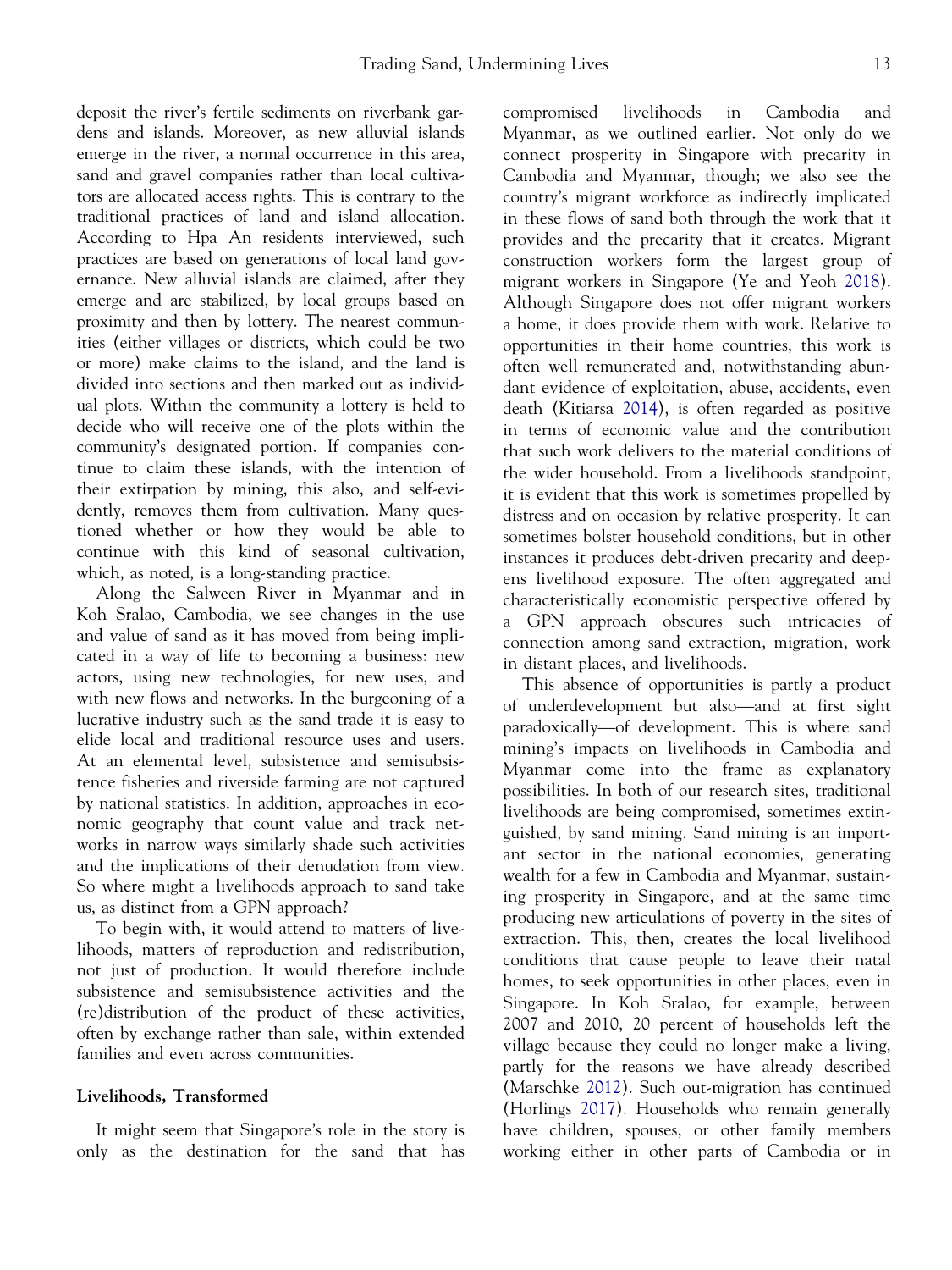deposit the river's fertile sediments on riverbank gardens and islands. Moreover, as new alluvial islands emerge in the river, a normal occurrence in this area, sand and gravel companies rather than local cultivators are allocated access rights. This is contrary to the traditional practices of land and island allocation. According to Hpa An residents interviewed, such practices are based on generations of local land governance. New alluvial islands are claimed, after they emerge and are stabilized, by local groups based on proximity and then by lottery. The nearest communities (either villages or districts, which could be two or more) make claims to the island, and the land is divided into sections and then marked out as individual plots. Within the community a lottery is held to decide who will receive one of the plots within the community's designated portion. If companies continue to claim these islands, with the intention of their extirpation by mining, this also, and self-evidently, removes them from cultivation. Many questioned whether or how they would be able to continue with this kind of seasonal cultivation, which, as noted, is a long-standing practice.

Along the Salween River in Myanmar and in Koh Sralao, Cambodia, we see changes in the use and value of sand as it has moved from being implicated in a way of life to becoming a business: new actors, using new technologies, for new uses, and with new flows and networks. In the burgeoning of a lucrative industry such as the sand trade it is easy to elide local and traditional resource uses and users. At an elemental level, subsistence and semisubsistence fisheries and riverside farming are not captured by national statistics. In addition, approaches in economic geography that count value and track networks in narrow ways similarly shade such activities and the implications of their denudation from view. So where might a livelihoods approach to sand take us, as distinct from a GPN approach?

To begin with, it would attend to matters of livelihoods, matters of reproduction and redistribution, not just of production. It would therefore include subsistence and semisubsistence activities and the (re)distribution of the product of these activities, often by exchange rather than sale, within extended families and even across communities.

### Livelihoods, Transformed

It might seem that Singapore's role in the story is only as the destination for the sand that has compromised livelihoods in Cambodia and Myanmar, as we outlined earlier. Not only do we connect prosperity in Singapore with precarity in Cambodia and Myanmar, though; we also see the country's migrant workforce as indirectly implicated in these flows of sand both through the work that it provides and the precarity that it creates. Migrant construction workers form the largest group of migrant workers in Singapore (Ye and Yeoh 2018). Although Singapore does not offer migrant workers a home, it does provide them with work. Relative to opportunities in their home countries, this work is often well remunerated and, notwithstanding abundant evidence of exploitation, abuse, accidents, even death (Kitiarsa 2014), is often regarded as positive in terms of economic value and the contribution that such work delivers to the material conditions of the wider household. From a livelihoods standpoint, it is evident that this work is sometimes propelled by distress and on occasion by relative prosperity. It can sometimes bolster household conditions, but in other instances it produces debt-driven precarity and deepens livelihood exposure. The often aggregated and characteristically economistic perspective offered by a GPN approach obscures such intricacies of connection among sand extraction, migration, work in distant places, and livelihoods.

This absence of opportunities is partly a product of underdevelopment but also—and at first sight paradoxically—of development. This is where sand mining's impacts on livelihoods in Cambodia and Myanmar come into the frame as explanatory possibilities. In both of our research sites, traditional livelihoods are being compromised, sometimes extinguished, by sand mining. Sand mining is an important sector in the national economies, generating wealth for a few in Cambodia and Myanmar, sustaining prosperity in Singapore, and at the same time producing new articulations of poverty in the sites of extraction. This, then, creates the local livelihood conditions that cause people to leave their natal homes, to seek opportunities in other places, even in Singapore. In Koh Sralao, for example, between 2007 and 2010, 20 percent of households left the village because they could no longer make a living, partly for the reasons we have already described (Marschke 2012). Such out-migration has continued (Horlings 2017). Households who remain generally have children, spouses, or other family members working either in other parts of Cambodia or in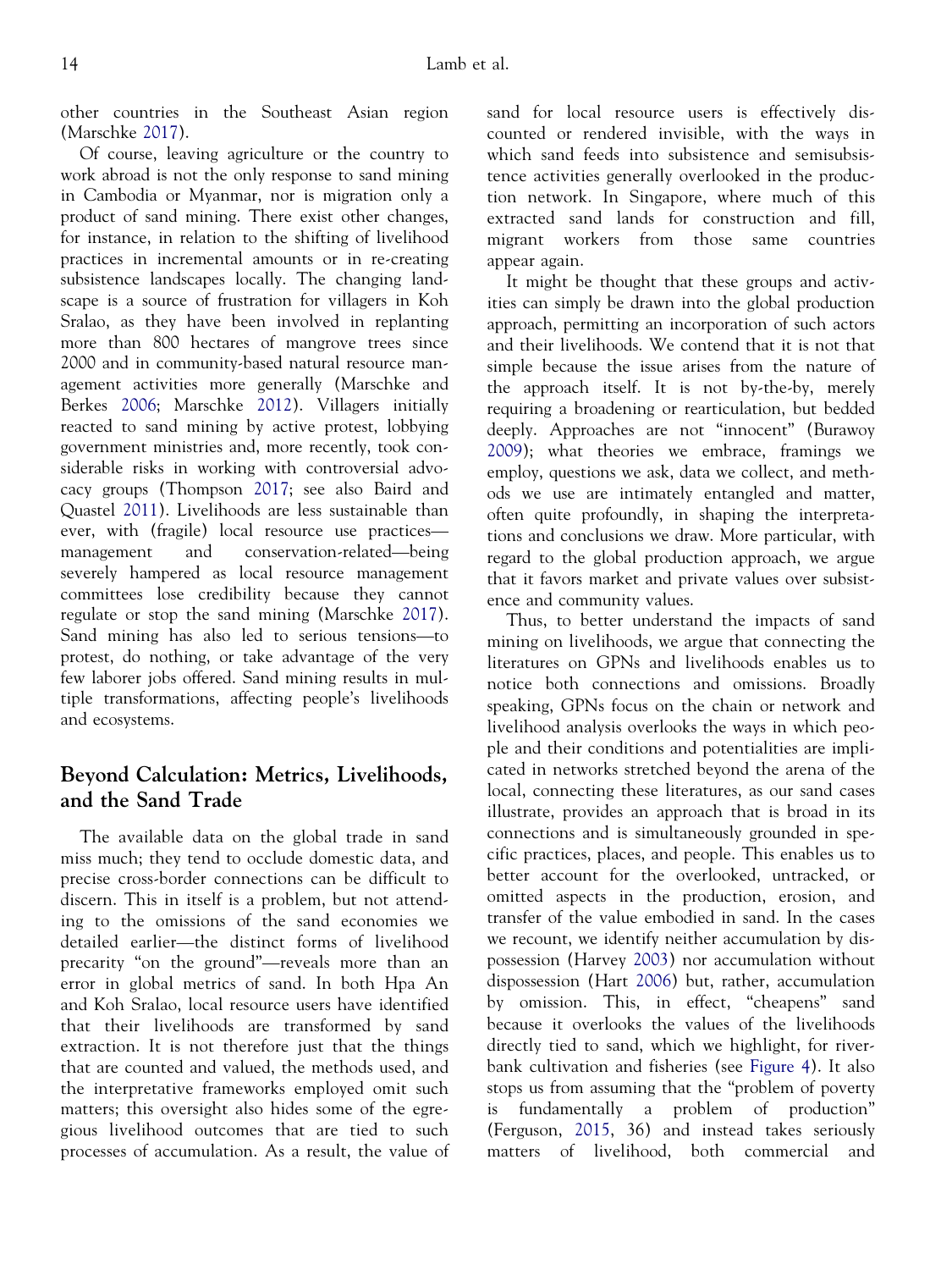other countries in the Southeast Asian region (Marschke 2017).

Of course, leaving agriculture or the country to work abroad is not the only response to sand mining in Cambodia or Myanmar, nor is migration only a product of sand mining. There exist other changes, for instance, in relation to the shifting of livelihood practices in incremental amounts or in re-creating subsistence landscapes locally. The changing landscape is a source of frustration for villagers in Koh Sralao, as they have been involved in replanting more than 800 hectares of mangrove trees since 2000 and in community-based natural resource management activities more generally (Marschke and Berkes 2006; Marschke 2012). Villagers initially reacted to sand mining by active protest, lobbying government ministries and, more recently, took considerable risks in working with controversial advocacy groups (Thompson 2017; see also Baird and Quastel 2011). Livelihoods are less sustainable than ever, with (fragile) local resource use practices—management and conservation-related—being severely hampered as local resource management committees lose credibility because they cannot regulate or stop the sand mining (Marschke 2017). Sand mining has also led to serious tensions—to protest, do nothing, or take advantage of the very few laborer jobs offered. Sand mining results in multiple transformations, affecting people's livelihoods and ecosystems.

## Beyond Calculation: Metrics, Livelihoods, and the Sand Trade

The available data on the global trade in sand miss much; they tend to occlude domestic data, and precise cross-border connections can be difficult to discern. This in itself is a problem, but not attending to the omissions of the sand economies we detailed earlier—the distinct forms of livelihood precarity "on the ground"—reveals more than an error in global metrics of sand. In both Hpa An and Koh Sralao, local resource users have identified that their livelihoods are transformed by sand extraction. It is not therefore just that the things that are counted and valued, the methods used, and the interpretative frameworks employed omit such matters; this oversight also hides some of the egregious livelihood outcomes that are tied to such processes of accumulation. As a result, the value of sand for local resource users is effectively discounted or rendered invisible, with the ways in which sand feeds into subsistence and semisubsistence activities generally overlooked in the production network. In Singapore, where much of this extracted sand lands for construction and fill, migrant workers from those same countries appear again.

It might be thought that these groups and activities can simply be drawn into the global production approach, permitting an incorporation of such actors and their livelihoods. We contend that it is not that simple because the issue arises from the nature of the approach itself. It is not by-the-by, merely requiring a broadening or rearticulation, but bedded deeply. Approaches are not "innocent" (Burawoy 2009); what theories we embrace, framings we employ, questions we ask, data we collect, and methods we use are intimately entangled and matter, often quite profoundly, in shaping the interpretations and conclusions we draw. More particular, with regard to the global production approach, we argue that it favors market and private values over subsistence and community values.

Thus, to better understand the impacts of sand mining on livelihoods, we argue that connecting the literatures on GPNs and livelihoods enables us to notice both connections and omissions. Broadly speaking, GPNs focus on the chain or network and livelihood analysis overlooks the ways in which people and their conditions and potentialities are implicated in networks stretched beyond the arena of the local, connecting these literatures, as our sand cases illustrate, provides an approach that is broad in its connections and is simultaneously grounded in specific practices, places, and people. This enables us to better account for the overlooked, untracked, or omitted aspects in the production, erosion, and transfer of the value embodied in sand. In the cases we recount, we identify neither accumulation by dispossession (Harvey 2003) nor accumulation without dispossession (Hart 2006) but, rather, accumulation by omission. This, in effect, "cheapens" sand because it overlooks the values of the livelihoods directly tied to sand, which we highlight, for riverbank cultivation and fisheries (see Figure 4). It also stops us from assuming that the "problem of poverty is fundamentally a problem of production" (Ferguson, 2015, 36) and instead takes seriously matters of livelihood, both commercial and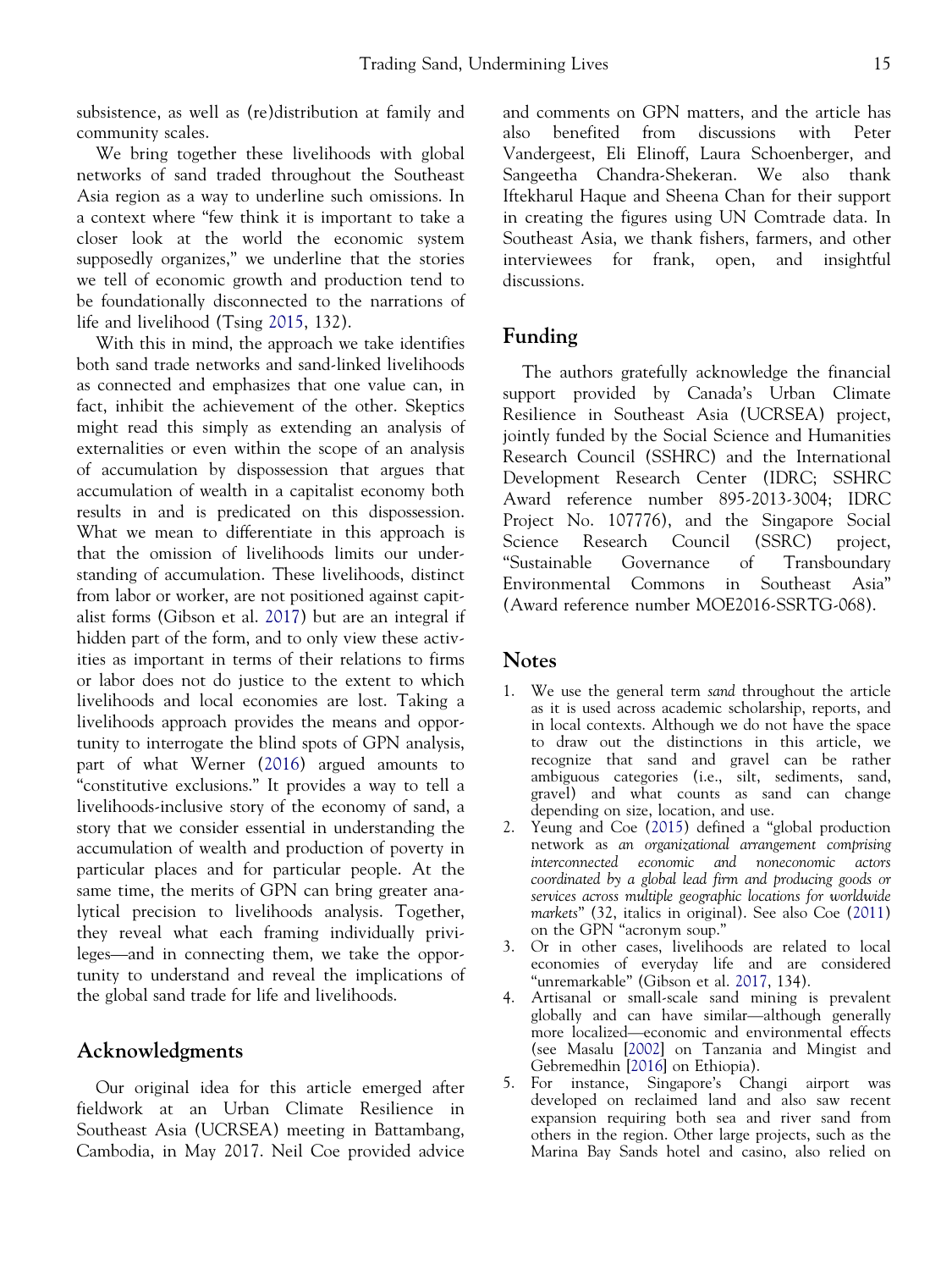subsistence, as well as (re)distribution at family and community scales.

We bring together these livelihoods with global networks of sand traded throughout the Southeast Asia region as a way to underline such omissions. In a context where "few think it is important to take a closer look at the world the economic system supposedly organizes," we underline that the stories we tell of economic growth and production tend to be foundationally disconnected to the narrations of life and livelihood (Tsing 2015, 132).

With this in mind, the approach we take identifies both sand trade networks and sand-linked livelihoods as connected and emphasizes that one value can, in fact, inhibit the achievement of the other. Skeptics might read this simply as extending an analysis of externalities or even within the scope of an analysis of accumulation by dispossession that argues that accumulation of wealth in a capitalist economy both results in and is predicated on this dispossession. What we mean to differentiate in this approach is that the omission of livelihoods limits our understanding of accumulation. These livelihoods, distinct from labor or worker, are not positioned against capitalist forms (Gibson et al. 2017) but are an integral if hidden part of the form, and to only view these activities as important in terms of their relations to firms or labor does not do justice to the extent to which livelihoods and local economies are lost. Taking a livelihoods approach provides the means and opportunity to interrogate the blind spots of GPN analysis, part of what Werner (2016) argued amounts to "constitutive exclusions." It provides a way to tell a livelihoods-inclusive story of the economy of sand, a story that we consider essential in understanding the accumulation of wealth and production of poverty in particular places and for particular people. At the same time, the merits of GPN can bring greater analytical precision to livelihoods analysis. Together, they reveal what each framing individually privileges—and in connecting them, we take the opportunity to understand and reveal the implications of the global sand trade for life and livelihood.

## Acknowledgments

Our original idea for this article emerged after fieldwork at an Urban Climate Resilience in Southeast Asia (UCRSEA) meeting in Battambang, Cambodia, in May 2017. Neil Coe provided advice and comments on GPN matters, and the article has also benefited from discussions with Peter Vandergeest, Eli Elinoff, Laura Schoenberger, and Sangeetha Chandra-Shekeran. We also thank Iftekharul Haque and Sheena Chan for their support in creating the figures using UN Comtrade data. In Southeast Asia, we thank fishers, farmers, and other interviewees for frank, open, and insightful discussions.

## Funding

The authors gratefully acknowledge the financial support provided by Canada's Urban Climate Resilience in Southeast Asia (UCRSEA) project, jointly funded by the Social Science and Humanities Research Council (SSHRC) and the International Development Research Center (IDRC; SSHRC Award reference number 895-2013-3004; IDRC Project No. 107776), and the Singapore Social Science Research Council (SSRC) project, "Sustainable Governance of Transboundary Environmental Commons in Southeast Asia" (Award reference number MOE2016-SSRTG-068).

## Notes

1. We use the general term *sand* throughout the article as it is used across academic scholarship, reports, and in local contexts. Although we do not have the space to draw out the distinctions in this article, we recognize that sand and gravel can be rather ambiguous categories (i.e., silt, sediments, sand, gravel) and what counts as sand can change depending on size, location, and use.
2. Yeung and Coe (2015) defined a "global production network as *an organizational arrangement comprising interconnected economic and noneconomic actors coordinated by a global lead firm and producing goods or services across multiple geographic locations for worldwide markets*" (32, italics in original). See also Coe (2011) on the GPN "acronym soup."
3. Or in other cases, livelihoods are related to local economies of everyday life and are considered "unremarkable" (Gibson et al. 2017, 134).
4. Artisanal or small-scale sand mining is prevalent globally and can have similar—although generally more localized—economic and environmental effects (see Masalu [2002] on Tanzania and Mingist and Gebremedhin [2016] on Ethiopia).
5. For instance, Singapore's Changi airport was developed on reclaimed land and also saw recent expansion requiring both sea and river sand from others in the region. Other large projects, such as the Marina Bay Sands hotel and casino, also relied on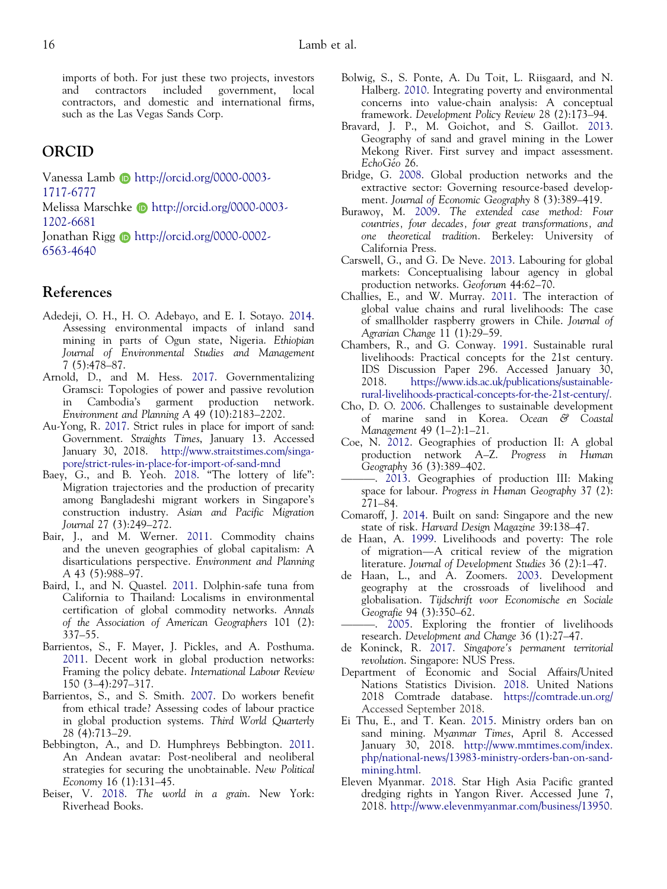imports of both. For just these two projects, investors and contractors included government, local contractors, and domestic and international firms, such as the Las Vegas Sands Corp.

## ORCID

Vanessa Lamb http://orcid.org/0000-0003-1717-6777
Melissa Marschke http://orcid.org/0000-0003-1202-6681
Jonathan Rigg http://orcid.org/0000-0002-6563-4640

## References

Adedeji, O. H., H. O. Adebayo, and E. I. Sotayo. 2014. Assessing environmental impacts of inland sand mining in parts of Ogun state, Nigeria. *Ethiopian Journal of Environmental Studies and Management* 7 (5):478–87.

Arnold, D., and M. Hess. 2017. Governmentalizing Gramsci: Topologies of power and passive revolution in Cambodia's garment production network. *Environment and Planning A* 49 (10):2183–2202.

Au-Yong, R. 2017. Strict rules in place for import of sand: Government. *Straights Times*, January 13. Accessed January 30, 2018. http://www.straitstimes.com/singapore/strict-rules-in-place-for-import-of-sand-mnd

Baey, G., and B. Yeoh. 2018. "The lottery of life": Migration trajectories and the production of precarity among Bangladeshi migrant workers in Singapore's construction industry. *Asian and Pacific Migration Journal* 27 (3):249–272.

Bair, J., and M. Werner. 2011. Commodity chains and the uneven geographies of global capitalism: A disarticulations perspective. *Environment and Planning A* 43 (5):988–97.

Baird, I., and N. Quastel. 2011. Dolphin-safe tuna from California to Thailand: Localisms in environmental certification of global commodity networks. *Annals of the Association of American Geographers* 101 (2): 337–55.

Barrientos, S., F. Mayer, J. Pickles, and A. Posthuma. 2011. Decent work in global production networks: Framing the policy debate. *International Labour Review* 150 (3–4):297–317.

Barrientos, S., and S. Smith. 2007. Do workers benefit from ethical trade? Assessing codes of labour practice in global production systems. *Third World Quarterly* 28 (4):713–29.

Bebbington, A., and D. Humphreys Bebbington. 2011. An Andean avatar: Post-neoliberal and neoliberal strategies for securing the unobtainable. *New Political Economy* 16 (1):131–45.

Beiser, V. 2018. *The world in a grain*. New York: Riverhead Books.

Bolwig, S., S. Ponte, A. Du Toit, L. Riisgaard, and N. Halberg. 2010. Integrating poverty and environmental concerns into value-chain analysis: A conceptual framework. *Development Policy Review* 28 (2):173–94.

Bravard, J. P., M. Goichot, and S. Gaillot. 2013. Geography of sand and gravel mining in the Lower Mekong River. First survey and impact assessment. *EchoGéo* 26.

Bridge, G. 2008. Global production networks and the extractive sector: Governing resource-based development. *Journal of Economic Geography* 8 (3):389–419.

Burawoy, M. 2009. *The extended case method: Four countries, four decades, four great transformations, and one theoretical tradition*. Berkeley: University of California Press.

Carswell, G., and G. De Neve. 2013. Labouring for global markets: Conceptualising labour agency in global production networks. *Geoforum* 44:62–70.

Challies, E., and W. Murray. 2011. The interaction of global value chains and rural livelihoods: The case of smallholder raspberry growers in Chile. *Journal of Agrarian Change* 11 (1):29–59.

Chambers, R., and G. Conway. 1991. Sustainable rural livelihoods: Practical concepts for the 21st century. IDS Discussion Paper 296. Accessed January 30, 2018. https://www.ids.ac.uk/publications/sustainable-rural-livelihoods-practical-concepts-for-the-21st-century/.

Cho, D. O. 2006. Challenges to sustainable development of marine sand in Korea. *Ocean & Coastal Management* 49 (1–2):1–21.

Coe, N. 2012. Geographies of production II: A global production network A–Z. *Progress in Human Geography* 36 (3):389–402.

———. 2013. Geographies of production III: Making space for labour. *Progress in Human Geography* 37 (2): 271–84.

Comaroff, J. 2014. Built on sand: Singapore and the new state of risk. *Harvard Design Magazine* 39:138–47.

de Haan, A. 1999. Livelihoods and poverty: The role of migration—A critical review of the migration literature. *Journal of Development Studies* 36 (2):1–47.

de Haan, L., and A. Zoomers. 2003. Development geography at the crossroads of livelihood and globalisation. *Tijdschrift voor Economische en Sociale Geografie* 94 (3):350–62.

———. 2005. Exploring the frontier of livelihoods research. *Development and Change* 36 (1):27–47.

de Koninck, R. 2017. *Singapore's permanent territorial revolution*. Singapore: NUS Press.

Department of Economic and Social Affairs/United Nations Statistics Division. 2018. United Nations 2018 Comtrade database. https://comtrade.un.org/ Accessed September 2018.

Ei Thu, E., and T. Kean. 2015. Ministry orders ban on sand mining. *Myanmar Times*, April 8. Accessed January 30, 2018. http://www.mmtimes.com/index.php/national-news/13983-ministry-orders-ban-on-sand-mining.html.

Eleven Myanmar. 2018. Star High Asia Pacific granted dredging rights in Yangon River. Accessed June 7, 2018. http://www.elevenmyanmar.com/business/13950.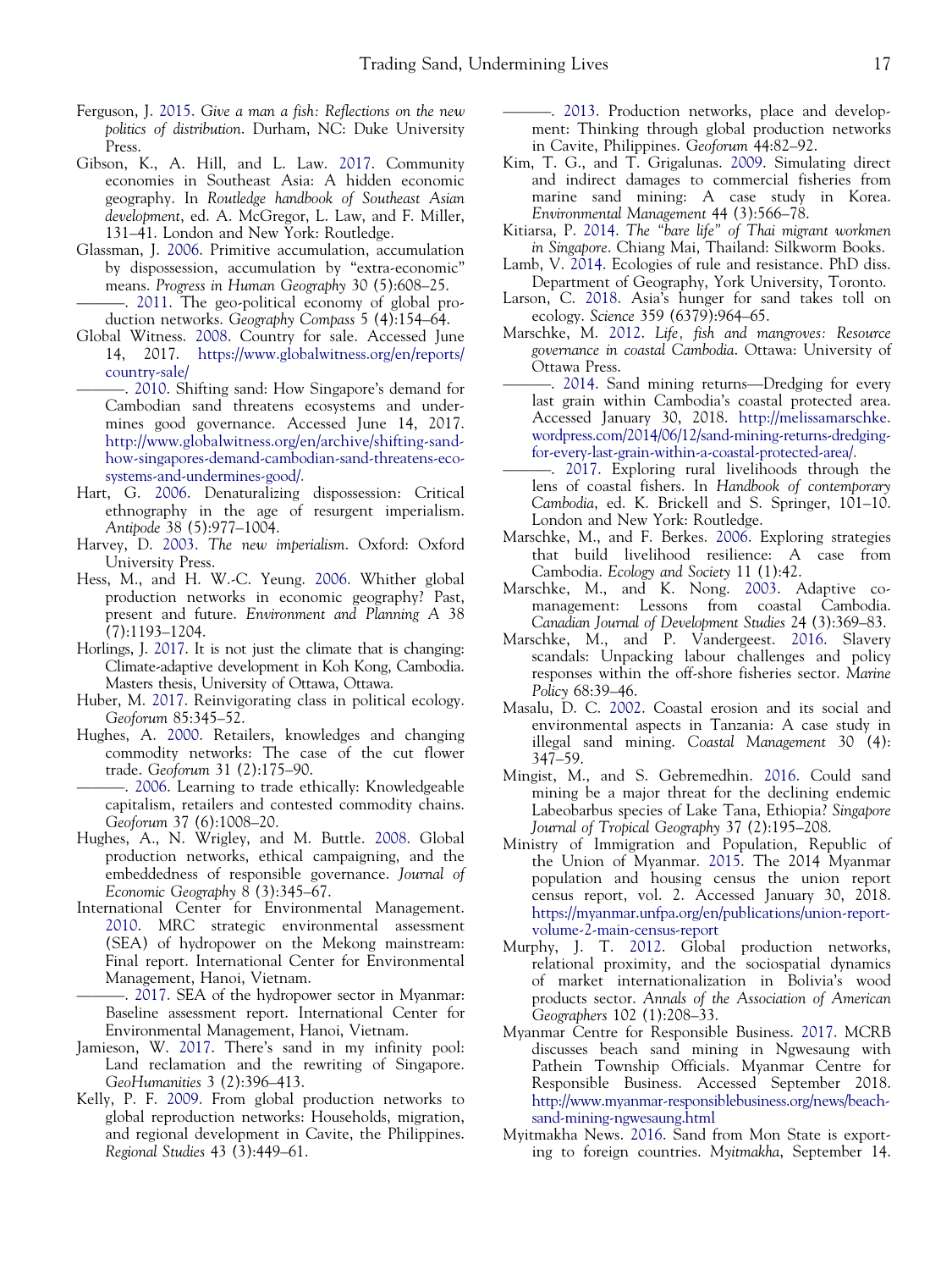Ferguson, J. 2015. *Give a man a fish: Reflections on the new politics of distribution*. Durham, NC: Duke University Press.

Gibson, K., A. Hill, and L. Law. 2017. Community economies in Southeast Asia: A hidden economic geography. In *Routledge handbook of Southeast Asian development*, ed. A. McGregor, L. Law, and F. Miller, 131–41. London and New York: Routledge.

Glassman, J. 2006. Primitive accumulation, accumulation by dispossession, accumulation by "extra-economic" means. *Progress in Human Geography* 30 (5):608–25.

———. 2011. The geo-political economy of global production networks. *Geography Compass* 5 (4):154–64.

Global Witness. 2008. Country for sale. Accessed June 14, 2017. https://www.globalwitness.org/en/reports/country-sale/

———. 2010. Shifting sand: How Singapore's demand for Cambodian sand threatens ecosystems and undermines good governance. Accessed June 14, 2017. http://www.globalwitness.org/en/archive/shifting-sand-how-singapores-demand-cambodian-sand-threatens-eco-systems-and-undermines-good/.

Hart, G. 2006. Denaturalizing dispossession: Critical ethnography in the age of resurgent imperialism. *Antipode* 38 (5):977–1004.

Harvey, D. 2003. *The new imperialism*. Oxford: Oxford University Press.

Hess, M., and H. W.-C. Yeung. 2006. Whither global production networks in economic geography? Past, present and future. *Environment and Planning A* 38 (7):1193–1204.

Horlings, J. 2017. It is not just the climate that is changing: Climate-adaptive development in Koh Kong, Cambodia. Masters thesis, University of Ottawa, Ottawa.

Huber, M. 2017. Reinvigorating class in political ecology. *Geoforum* 85:345–52.

Hughes, A. 2000. Retailers, knowledges and changing commodity networks: The case of the cut flower trade. *Geoforum* 31 (2):175–90.

———. 2006. Learning to trade ethically: Knowledgeable capitalism, retailers and contested commodity chains. *Geoforum* 37 (6):1008–20.

Hughes, A., N. Wrigley, and M. Buttle. 2008. Global production networks, ethical campaigning, and the embeddedness of responsible governance. *Journal of Economic Geography* 8 (3):345–67.

International Center for Environmental Management. 2010. MRC strategic environmental assessment (SEA) of hydropower on the Mekong mainstream: Final report. International Center for Environmental Management, Hanoi, Vietnam.

———. 2017. SEA of the hydropower sector in Myanmar: Baseline assessment report. International Center for Environmental Management, Hanoi, Vietnam.

Jamieson, W. 2017. There's sand in my infinity pool: Land reclamation and the rewriting of Singapore. *GeoHumanities* 3 (2):396–413.

Kelly, P. F. 2009. From global production networks to global reproduction networks: Households, migration, and regional development in Cavite, the Philippines. *Regional Studies* 43 (3):449–61.

———. 2013. Production networks, place and development: Thinking through global production networks in Cavite, Philippines. *Geoforum* 44:82–92.

Kim, T. G., and T. Grigalunas. 2009. Simulating direct and indirect damages to commercial fisheries from marine sand mining: A case study in Korea. *Environmental Management* 44 (3):566–78.

Kitiarsa, P. 2014. *The "bare life" of Thai migrant workmen in Singapore*. Chiang Mai, Thailand: Silkworm Books.

Lamb, V. 2014. Ecologies of rule and resistance. PhD diss. Department of Geography, York University, Toronto.

Larson, C. 2018. Asia's hunger for sand takes toll on ecology. *Science* 359 (6379):964–65.

Marschke, M. 2012. *Life, fish and mangroves: Resource governance in coastal Cambodia*. Ottawa: University of Ottawa Press.

———. 2014. Sand mining returns—Dredging for every last grain within Cambodia's coastal protected area. Accessed January 30, 2018. http://melissamarschke.wordpress.com/2014/06/12/sand-mining-returns-dredging-for-every-last-grain-within-a-coastal-protected-area/.

———. 2017. Exploring rural livelihoods through the lens of coastal fishers. In *Handbook of contemporary Cambodia*, ed. K. Brickell and S. Springer, 101–10. London and New York: Routledge.

Marschke, M., and F. Berkes. 2006. Exploring strategies that build livelihood resilience: A case from Cambodia. *Ecology and Society* 11 (1):42.

Marschke, M., and K. Nong. 2003. Adaptive co-management: Lessons from coastal Cambodia. *Canadian Journal of Development Studies* 24 (3):369–83.

Marschke, M., and P. Vandergeest. 2016. Slavery scandals: Unpacking labour challenges and policy responses within the off-shore fisheries sector. *Marine Policy* 68:39–46.

Masalu, D. C. 2002. Coastal erosion and its social and environmental aspects in Tanzania: A case study in illegal sand mining. *Coastal Management* 30 (4):347–59.

Mingist, M., and S. Gebremedhin. 2016. Could sand mining be a major threat for the declining endemic Labeobarbus species of Lake Tana, Ethiopia? *Singapore Journal of Tropical Geography* 37 (2):195–208.

Ministry of Immigration and Population, Republic of the Union of Myanmar. 2015. The 2014 Myanmar population and housing census the union report census report, vol. 2. Accessed January 30, 2018. https://myanmar.unfpa.org/en/publications/union-report-volume-2-main-census-report

Murphy, J. T. 2012. Global production networks, relational proximity, and the sociospatial dynamics of market internationalization in Bolivia's wood products sector. *Annals of the Association of American Geographers* 102 (1):208–33.

Myanmar Centre for Responsible Business. 2017. MCRB discusses beach sand mining in Ngwesaung with Pathein Township Officials. Myanmar Centre for Responsible Business. Accessed September 2018. http://www.myanmar-responsiblebusiness.org/news/beach-sand-mining-ngwesaung.html

Myitmakha News. 2016. Sand from Mon State is exporting to foreign countries. *Myitmakha*, September 14.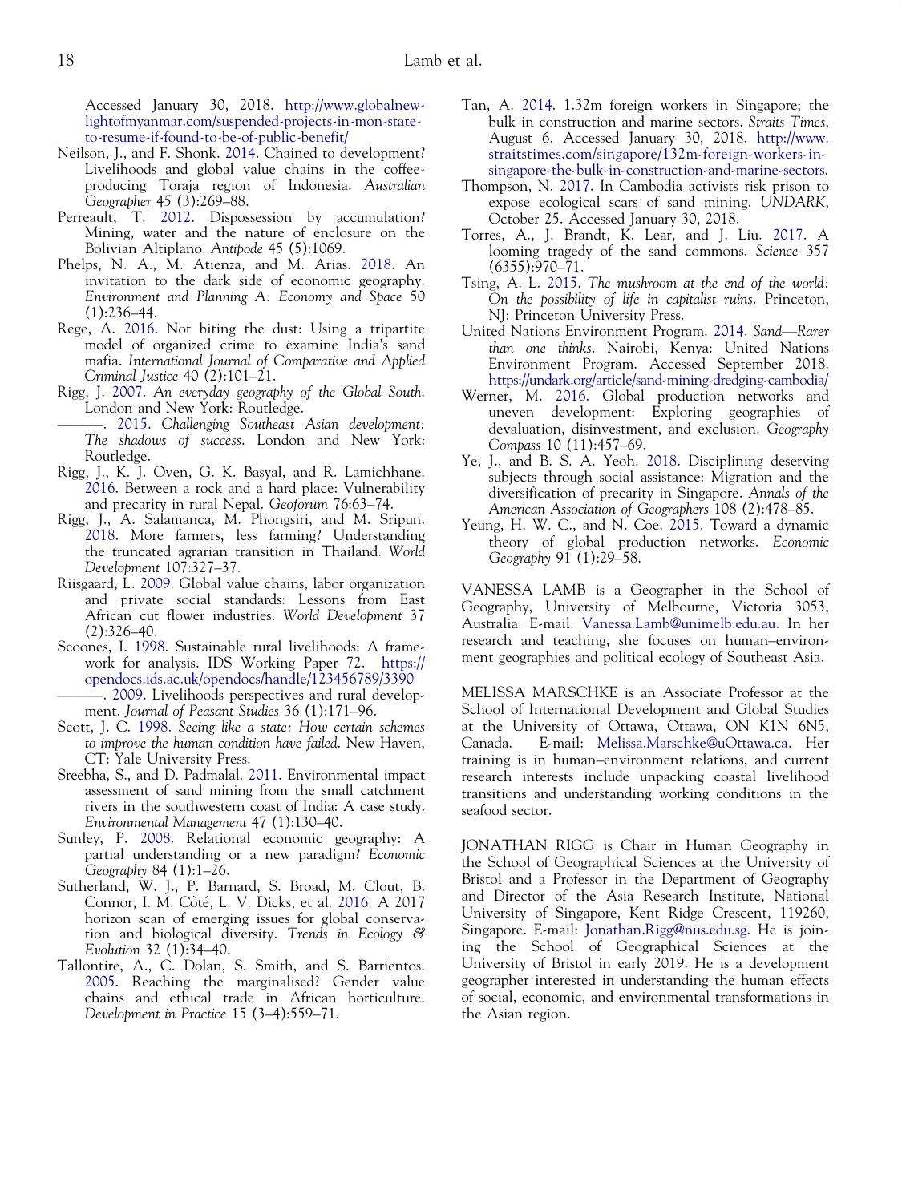Accessed January 30, 2018. http://www.globalnewlightofmyanmar.com/suspended-projects-in-mon-state-to-resume-if-found-to-be-of-public-benefit/

Neilson, J., and F. Shonk. 2014. Chained to development? Livelihoods and global value chains in the coffee-producing Toraja region of Indonesia. *Australian Geographer* 45 (3):269–88.

Perreault, T. 2012. Dispossession by accumulation? Mining, water and the nature of enclosure on the Bolivian Altiplano. *Antipode* 45 (5):1069.

Phelps, N. A., M. Atienza, and M. Arias. 2018. An invitation to the dark side of economic geography. *Environment and Planning A: Economy and Space* 50 (1):236–44.

Rege, A. 2016. Not biting the dust: Using a tripartite model of organized crime to examine India's sand mafia. *International Journal of Comparative and Applied Criminal Justice* 40 (2):101–21.

Rigg, J. 2007. *An everyday geography of the Global South*. London and New York: Routledge.

———. 2015. *Challenging Southeast Asian development: The shadows of success*. London and New York: Routledge.

Rigg, J., K. J. Oven, G. K. Basyal, and R. Lamichhane. 2016. Between a rock and a hard place: Vulnerability and precarity in rural Nepal. *Geoforum* 76:63–74.

Rigg, J., A. Salamanca, M. Phongsiri, and M. Sripun. 2018. More farmers, less farming? Understanding the truncated agrarian transition in Thailand. *World Development* 107:327–37.

Riisgaard, L. 2009. Global value chains, labor organization and private social standards: Lessons from East African cut flower industries. *World Development* 37 (2):326–40.

Scoones, I. 1998. Sustainable rural livelihoods: A framework for analysis. IDS Working Paper 72. https://opendocs.ids.ac.uk/opendocs/handle/123456789/3390

———. 2009. Livelihoods perspectives and rural development. *Journal of Peasant Studies* 36 (1):171–96.

Scott, J. C. 1998. *Seeing like a state: How certain schemes to improve the human condition have failed*. New Haven, CT: Yale University Press.

Sreebha, S., and D. Padmalal. 2011. Environmental impact assessment of sand mining from the small catchment rivers in the southwestern coast of India: A case study. *Environmental Management* 47 (1):130–40.

Sunley, P. 2008. Relational economic geography: A partial understanding or a new paradigm? *Economic Geography* 84 (1):1–26.

Sutherland, W. J., P. Barnard, S. Broad, M. Clout, B. Connor, I. M. Côté, L. V. Dicks, et al. 2016. A 2017 horizon scan of emerging issues for global conservation and biological diversity. *Trends in Ecology & Evolution* 32 (1):34–40.

Tallontire, A., C. Dolan, S. Smith, and S. Barrientos. 2005. Reaching the marginalised? Gender value chains and ethical trade in African horticulture. *Development in Practice* 15 (3–4):559–71.

Tan, A. 2014. 1.32m foreign workers in Singapore; the bulk in construction and marine sectors. *Straits Times*, August 6. Accessed January 30, 2018. http://www.straitstimes.com/singapore/132m-foreign-workers-in-singapore-the-bulk-in-construction-and-marine-sectors.

Thompson, N. 2017. In Cambodia activists risk prison to expose ecological scars of sand mining. *UNDARK*, October 25. Accessed January 30, 2018.

Torres, A., J. Brandt, K. Lear, and J. Liu. 2017. A looming tragedy of the sand commons. *Science* 357 (6355):970–71.

Tsing, A. L. 2015. *The mushroom at the end of the world: On the possibility of life in capitalist ruins*. Princeton, NJ: Princeton University Press.

United Nations Environment Program. 2014. *Sand—Rarer than one thinks*. Nairobi, Kenya: United Nations Environment Program. Accessed September 2018. https://undark.org/article/sand-mining-dredging-cambodia/

Werner, M. 2016. Global production networks and uneven development: Exploring geographies of devaluation, disinvestment, and exclusion. *Geography Compass* 10 (11):457–69.

Ye, J., and B. S. A. Yeoh. 2018. Disciplining deserving subjects through social assistance: Migration and the diversification of precarity in Singapore. *Annals of the American Association of Geographers* 108 (2):478–85.

Yeung, H. W. C., and N. Coe. 2015. Toward a dynamic theory of global production networks. *Economic Geography* 91 (1):29–58.

VANESSA LAMB is a Geographer in the School of Geography, University of Melbourne, Victoria 3053, Australia. E-mail: Vanessa.Lamb@unimelb.edu.au. In her research and teaching, she focuses on human–environment geographies and political ecology of Southeast Asia.

MELISSA MARSCHKE is an Associate Professor at the School of International Development and Global Studies at the University of Ottawa, Ottawa, ON K1N 6N5, Canada. E-mail: Melissa.Marschke@uOttawa.ca. Her training is in human–environment relations, and current research interests include unpacking coastal livelihood transitions and understanding working conditions in the seafood sector.

JONATHAN RIGG is Chair in Human Geography in the School of Geographical Sciences at the University of Bristol and a Professor in the Department of Geography and Director of the Asia Research Institute, National University of Singapore, Kent Ridge Crescent, 119260, Singapore. E-mail: Jonathan.Rigg@nus.edu.sg. He is joining the School of Geographical Sciences at the University of Bristol in early 2019. He is a development geographer interested in understanding the human effects of social, economic, and environmental transformations in the Asian region.